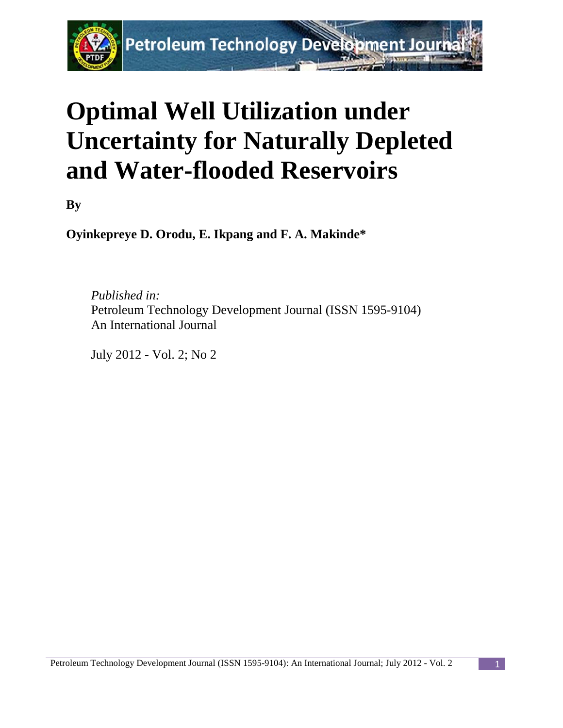# Optimal Well Utilization under Uncertainty for Naturally Depleted and Water-flooded Reservoirs

**By**

**Oyinkepreye D. Orodu, E. Ikpang and F. A. Makinde***

*Published in:*
Petroleum Technology Development Journal (ISSN 1595-9104)
An International Journal

July 2012 - Vol. 2; No 2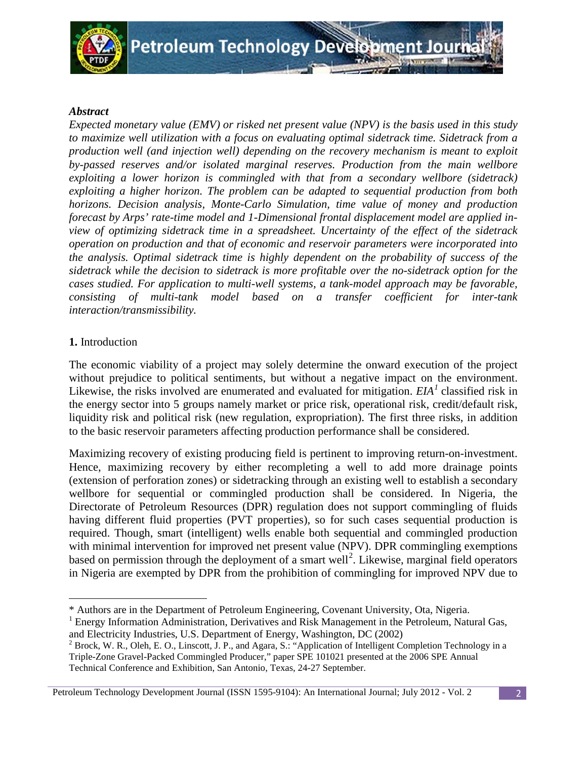### *Abstract*

*Expected monetary value (EMV) or risked net present value (NPV) is the basis used in this study to maximize well utilization with a focus on evaluating optimal sidetrack time. Sidetrack from a production well (and injection well) depending on the recovery mechanism is meant to exploit by-passed reserves and/or isolated marginal reserves. Production from the main wellbore exploiting a lower horizon is commingled with that from a secondary wellbore (sidetrack) exploiting a higher horizon. The problem can be adapted to sequential production from both horizons. Decision analysis, Monte-Carlo Simulation, time value of money and production forecast by Arps' rate-time model and 1-Dimensional frontal displacement model are applied in-view of optimizing sidetrack time in a spreadsheet. Uncertainty of the effect of the sidetrack operation on production and that of economic and reservoir parameters were incorporated into the analysis. Optimal sidetrack time is highly dependent on the probability of success of the sidetrack while the decision to sidetrack is more profitable over the no-sidetrack option for the cases studied. For application to multi-well systems, a tank-model approach may be favorable, consisting of multi-tank model based on a transfer coefficient for inter-tank interaction/transmissibility.*

## **1.** Introduction

The economic viability of a project may solely determine the onward execution of the project without prejudice to political sentiments, but without a negative impact on the environment. Likewise, the risks involved are enumerated and evaluated for mitigation. *EIA*[1] classified risk in the energy sector into 5 groups namely market or price risk, operational risk, credit/default risk, liquidity risk and political risk (new regulation, expropriation). The first three risks, in addition to the basic reservoir parameters affecting production performance shall be considered.

Maximizing recovery of existing producing field is pertinent to improving return-on-investment. Hence, maximizing recovery by either recompleting a well to add more drainage points (extension of perforation zones) or sidetracking through an existing well to establish a secondary wellbore for sequential or commingled production shall be considered. In Nigeria, the Directorate of Petroleum Resources (DPR) regulation does not support commingling of fluids having different fluid properties (PVT properties), so for such cases sequential production is required. Though, smart (intelligent) wells enable both sequential and commingled production with minimal intervention for improved net present value (NPV). DPR commingling exemptions based on permission through the deployment of a smart well[2]. Likewise, marginal field operators in Nigeria are exempted by DPR from the prohibition of commingling for improved NPV due to

---

\* Authors are in the Department of Petroleum Engineering, Covenant University, Ota, Nigeria.

[1] Energy Information Administration, Derivatives and Risk Management in the Petroleum, Natural Gas, and Electricity Industries, U.S. Department of Energy, Washington, DC (2002)

[2] Brock, W. R., Oleh, E. O., Linscott, J. P., and Agara, S.: "Application of Intelligent Completion Technology in a Triple-Zone Gravel-Packed Commingled Producer," paper SPE 101021 presented at the 2006 SPE Annual Technical Conference and Exhibition, San Antonio, Texas, 24-27 September.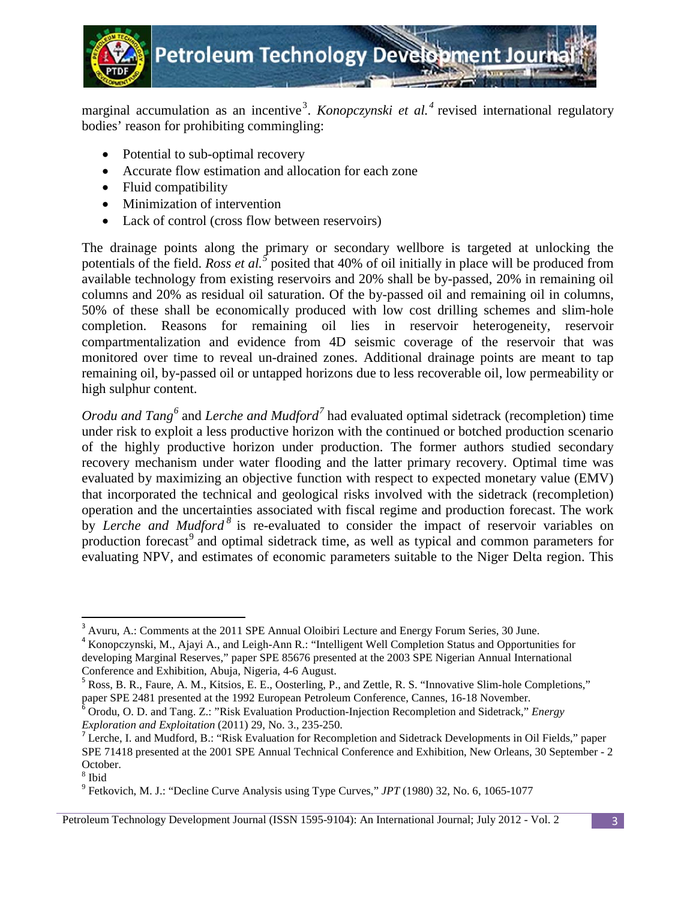marginal accumulation as an incentive[3]. *Konopczynski et al.*[4] revised international regulatory bodies' reason for prohibiting commingling:

- Potential to sub-optimal recovery
- Accurate flow estimation and allocation for each zone
- Fluid compatibility
- Minimization of intervention
- Lack of control (cross flow between reservoirs)

The drainage points along the primary or secondary wellbore is targeted at unlocking the potentials of the field. *Ross et al.*[5] posited that 40% of oil initially in place will be produced from available technology from existing reservoirs and 20% shall be by-passed, 20% in remaining oil columns and 20% as residual oil saturation. Of the by-passed oil and remaining oil in columns, 50% of these shall be economically produced with low cost drilling schemes and slim-hole completion. Reasons for remaining oil lies in reservoir heterogeneity, reservoir compartmentalization and evidence from 4D seismic coverage of the reservoir that was monitored over time to reveal un-drained zones. Additional drainage points are meant to tap remaining oil, by-passed oil or untapped horizons due to less recoverable oil, low permeability or high sulphur content.

*Orodu and Tang*[6] and *Lerche and Mudford*[7] had evaluated optimal sidetrack (recompletion) time under risk to exploit a less productive horizon with the continued or botched production scenario of the highly productive horizon under production. The former authors studied secondary recovery mechanism under water flooding and the latter primary recovery. Optimal time was evaluated by maximizing an objective function with respect to expected monetary value (EMV) that incorporated the technical and geological risks involved with the sidetrack (recompletion) operation and the uncertainties associated with fiscal regime and production forecast. The work by *Lerche and Mudford*[8] is re-evaluated to consider the impact of reservoir variables on production forecast[9] and optimal sidetrack time, as well as typical and common parameters for evaluating NPV, and estimates of economic parameters suitable to the Niger Delta region. This

---

[3] Avuru, A.: Comments at the 2011 SPE Annual Oloibiri Lecture and Energy Forum Series, 30 June.

[4] Konopczynski, M., Ajayi A., and Leigh-Ann R.: "Intelligent Well Completion Status and Opportunities for developing Marginal Reserves," paper SPE 85676 presented at the 2003 SPE Nigerian Annual International Conference and Exhibition, Abuja, Nigeria, 4-6 August.

[5] Ross, B. R., Faure, A. M., Kitsios, E. E., Oosterling, P., and Zettle, R. S. "Innovative Slim-hole Completions," paper SPE 2481 presented at the 1992 European Petroleum Conference, Cannes, 16-18 November.

[6] Orodu, O. D. and Tang. Z.: "Risk Evaluation Production-Injection Recompletion and Sidetrack," *Energy Exploration and Exploitation* (2011) 29, No. 3., 235-250.

[7] Lerche, I. and Mudford, B.: "Risk Evaluation for Recompletion and Sidetrack Developments in Oil Fields," paper SPE 71418 presented at the 2001 SPE Annual Technical Conference and Exhibition, New Orleans, 30 September - 2 October.

[8] Ibid

[9] Fetkovich, M. J.: "Decline Curve Analysis using Type Curves," *JPT* (1980) 32, No. 6, 1065-1077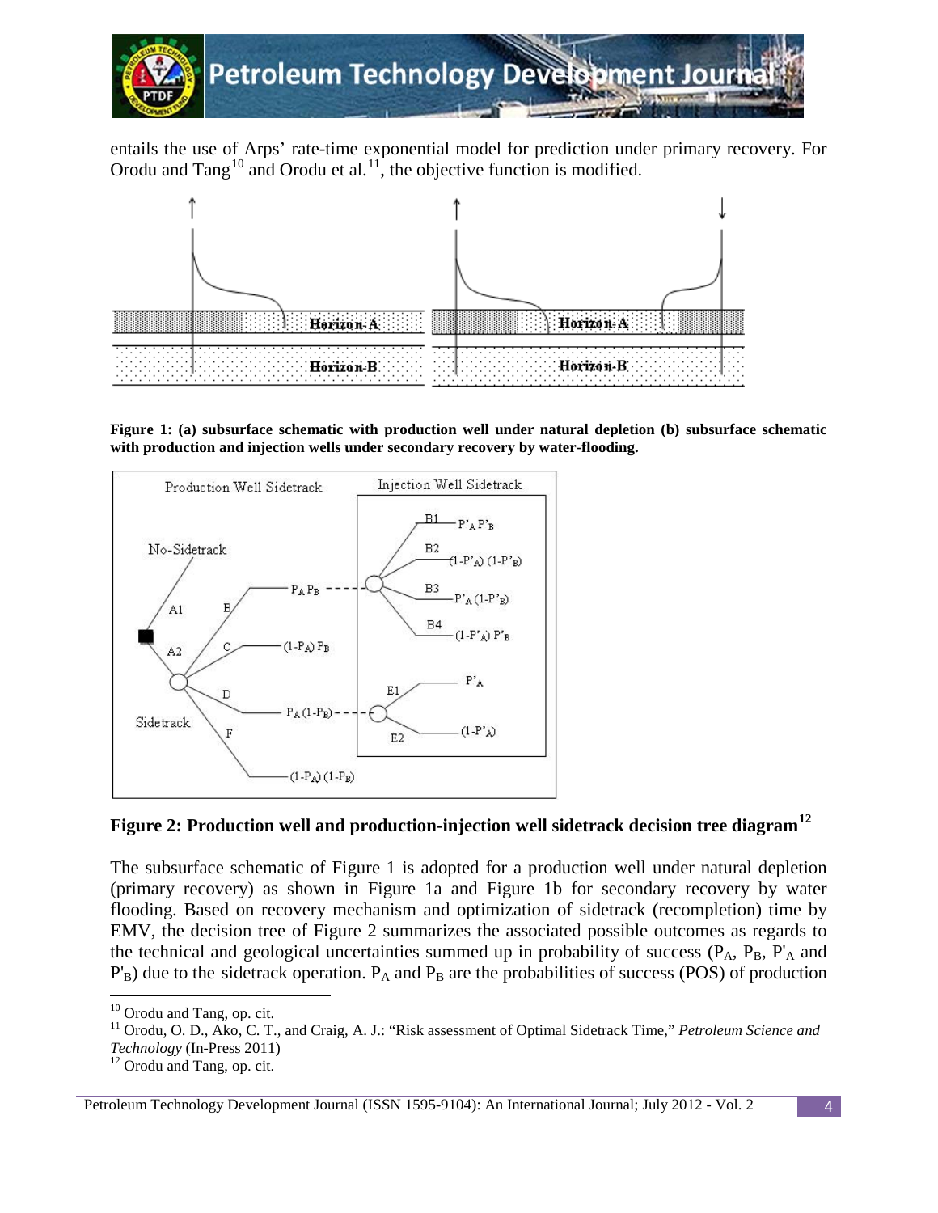entails the use of Arps' rate-time exponential model for prediction under primary recovery. For Orodu and Tang[10] and Orodu et al.[11], the objective function is modified.

**Figure 1: (a) subsurface schematic with production well under natural depletion (b) subsurface schematic with production and injection wells under secondary recovery by water-flooding.**

**Figure 2: Production well and production-injection well sidetrack decision tree diagram[12]**

The subsurface schematic of Figure 1 is adopted for a production well under natural depletion (primary recovery) as shown in Figure 1a and Figure 1b for secondary recovery by water flooding. Based on recovery mechanism and optimization of sidetrack (recompletion) time by EMV, the decision tree of Figure 2 summarizes the associated possible outcomes as regards to the technical and geological uncertainties summed up in probability of success ($P_A$, $P_B$, $P'_A$ and $P'_B$) due to the sidetrack operation. $P_A$ and $P_B$ are the probabilities of success (POS) of production

---

[10] Orodu and Tang, op. cit.

[11] Orodu, O. D., Ako, C. T., and Craig, A. J.: "Risk assessment of Optimal Sidetrack Time," *Petroleum Science and Technology* (In-Press 2011)

[12] Orodu and Tang, op. cit.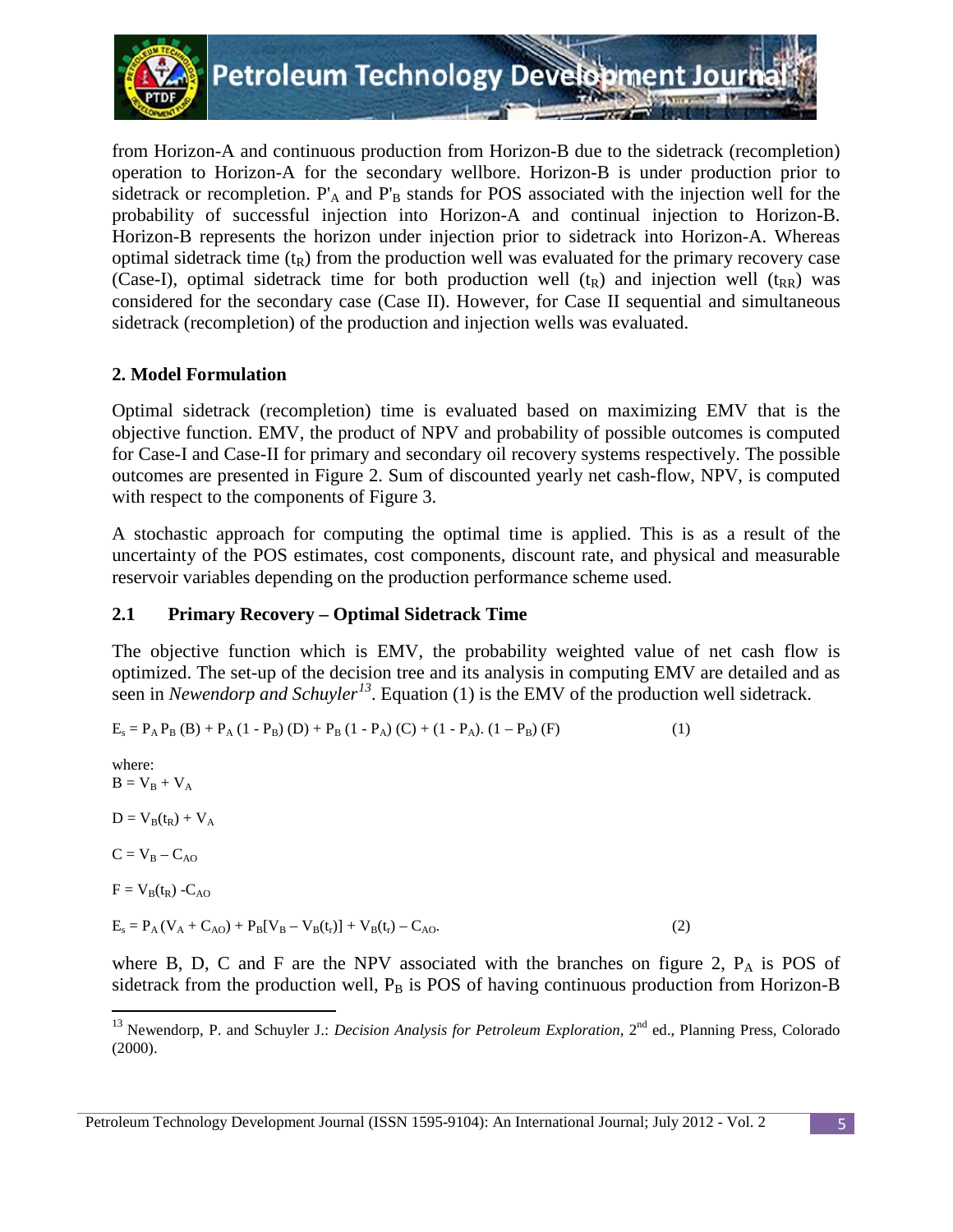from Horizon-A and continuous production from Horizon-B due to the sidetrack (recompletion) operation to Horizon-A for the secondary wellbore. Horizon-B is under production prior to sidetrack or recompletion. $P'_A$ and $P'_B$ stands for POS associated with the injection well for the probability of successful injection into Horizon-A and continual injection to Horizon-B. Horizon-B represents the horizon under injection prior to sidetrack into Horizon-A. Whereas optimal sidetrack time ($t_R$) from the production well was evaluated for the primary recovery case (Case-I), optimal sidetrack time for both production well ($t_R$) and injection well ($t_{RR}$) was considered for the secondary case (Case II). However, for Case II sequential and simultaneous sidetrack (recompletion) of the production and injection wells was evaluated.

## 2. Model Formulation

Optimal sidetrack (recompletion) time is evaluated based on maximizing EMV that is the objective function. EMV, the product of NPV and probability of possible outcomes is computed for Case-I and Case-II for primary and secondary oil recovery systems respectively. The possible outcomes are presented in Figure 2. Sum of discounted yearly net cash-flow, NPV, is computed with respect to the components of Figure 3.

A stochastic approach for computing the optimal time is applied. This is as a result of the uncertainty of the POS estimates, cost components, discount rate, and physical and measurable reservoir variables depending on the production performance scheme used.

### 2.1 Primary Recovery – Optimal Sidetrack Time

The objective function which is EMV, the probability weighted value of net cash flow is optimized. The set-up of the decision tree and its analysis in computing EMV are detailed and as seen in *Newendorp and Schuyler*[13]. Equation (1) is the EMV of the production well sidetrack.

$$E_s = P_A P_B (B) + P_A (1 - P_B) (D) + P_B (1 - P_A) (C) + (1 - P_A).(1 - P_B) (F) \qquad (1)$$

where:

$B = V_B + V_A$

$D = V_B(t_R) + V_A$

$C = V_B - C_{AO}$

$F = V_B(t_R) - C_{AO}$

$$E_s = P_A (V_A + C_{AO}) + P_B[V_B - V_B(t_r)] + V_B(t_r) - C_{AO}. \qquad (2)$$

where B, D, C and F are the NPV associated with the branches on figure 2, $P_A$ is POS of sidetrack from the production well, $P_B$ is POS of having continuous production from Horizon-B

---

[13] Newendorp, P. and Schuyler J.: *Decision Analysis for Petroleum Exploration*, 2nd ed., Planning Press, Colorado (2000).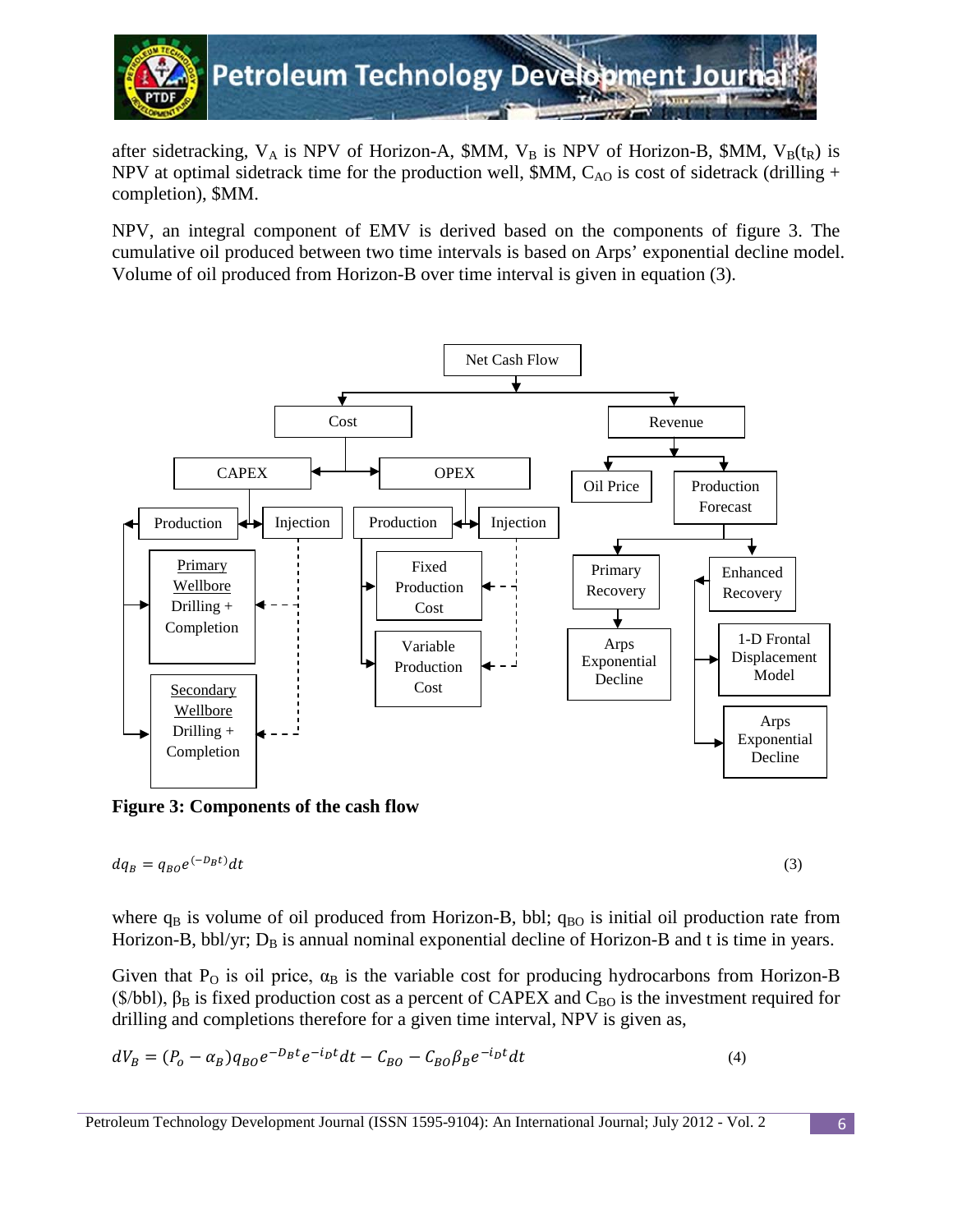after sidetracking, $V_A$ is NPV of Horizon-A, \$MM, $V_B$ is NPV of Horizon-B, \$MM, $V_B(t_R)$ is NPV at optimal sidetrack time for the production well, \$MM, $C_{AO}$ is cost of sidetrack (drilling + completion), \$MM.

NPV, an integral component of EMV is derived based on the components of figure 3. The cumulative oil produced between two time intervals is based on Arps' exponential decline model. Volume of oil produced from Horizon-B over time interval is given in equation (3).

**Figure 3: Components of the cash flow**

$$dq_B = q_{BO}e^{(-D_B t)}dt \tag{3}$$

where $q_B$ is volume of oil produced from Horizon-B, bbl; $q_{BO}$ is initial oil production rate from Horizon-B, bbl/yr; $D_B$ is annual nominal exponential decline of Horizon-B and t is time in years.

Given that $P_O$ is oil price, $\alpha_B$ is the variable cost for producing hydrocarbons from Horizon-B (\$/bbl), $\beta_B$ is fixed production cost as a percent of CAPEX and $C_{BO}$ is the investment required for drilling and completions therefore for a given time interval, NPV is given as,

$$dV_B = (P_o - \alpha_B)q_{BO}e^{-D_B t}e^{-i_D t}dt - C_{BO} - C_{BO}\beta_B e^{-i_D t}dt \tag{4}$$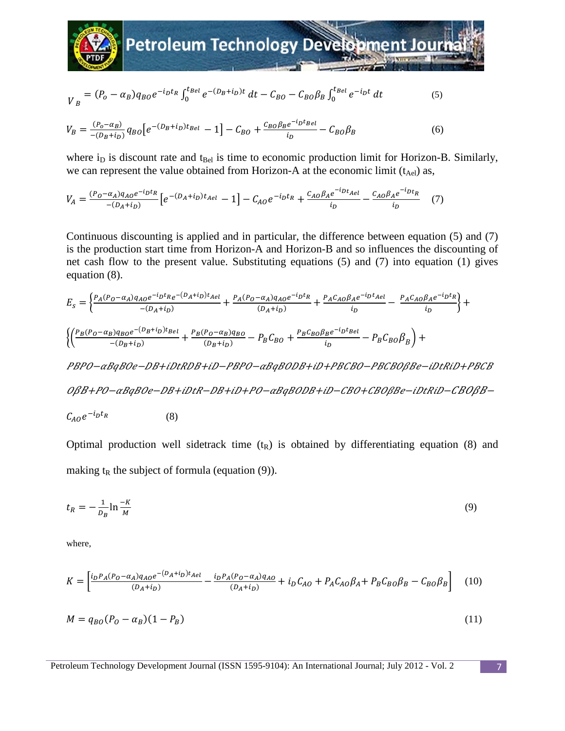$$V_B = (P_o - \alpha_B) q_{BO} e^{-i_D t_R} \int_0^{t_{Bel}} e^{-(D_B + i_D)t}\, dt - C_{BO} - C_{BO}\beta_B \int_0^{t_{Bel}} e^{-i_D t}\, dt \tag{5}$$

$$V_B = \frac{(P_o - \alpha_B)}{-(D_B + i_D)} q_{BO} \left[ e^{-(D_B + i_D)t_{Bel}} - 1 \right] - C_{BO} + \frac{C_{BO}\beta_B e^{-i_D t_{Bel}}}{i_D} - C_{BO}\beta_B \tag{6}$$

where $i_D$ is discount rate and $t_{Bel}$ is time to economic production limit for Horizon-B. Similarly, we can represent the value obtained from Horizon-A at the economic limit ($t_{Ael}$) as,

$$V_A = \frac{(P_O - \alpha_A) q_{AO} e^{-i_D t_R}}{-(D_A + i_D)} \left[ e^{-(D_A + i_D)t_{Ael}} - 1 \right] - C_{AO} e^{-i_D t_R} + \frac{C_{AO}\beta_A e^{-i_D t_{Ael}}}{i_D} - \frac{C_{AO}\beta_A e^{-i_D t_R}}{i_D} \tag{7}$$

Continuous discounting is applied and in particular, the difference between equation (5) and (7) is the production start time from Horizon-A and Horizon-B and so influences the discounting of net cash flow to the present value. Substituting equations (5) and (7) into equation (1) gives equation (8).

$$E_s = \left\{ \frac{P_A (P_O - \alpha_A) q_{AO} e^{-i_D t_R} e^{-(D_A + i_D)t_{Ael}}}{-(D_A + i_D)} + \frac{P_A (P_O - \alpha_A) q_{AO} e^{-i_D t_R}}{(D_A + i_D)} + \frac{P_A C_{AO} \beta_A e^{-i_D t_{Ael}}}{i_D} - \frac{P_A C_{AO} \beta_A e^{-i_D t_R}}{i_D} \right\} +$$

$$\left\{ \left( \frac{P_B (P_O - \alpha_B) q_{BO} e^{-(D_B + i_D)t_{Bel}}}{-(D_B + i_D)} + \frac{P_B (P_O - \alpha_B) q_{BO}}{(D_B + i_D)} - P_B C_{BO} + \frac{P_B C_{BO} \beta_B e^{-i_D t_{Bel}}}{i_D} - P_B C_{BO} \beta_B \right) + \right.$$

PBPO−αBqBOe−DB+iDtRDB+iD−PBPO−αBqBODB+iD+PBCBO−PBCBOβBe−iDtRiD+PBCB

OβB+PO−αBqBOe−DB+iDtR−DB+iD+PO−αBqBODB+iD−CBO+CBOβBe−iDtRiD−CBOβB−

$$C_{AO} e^{-i_D t_R} \tag{8}$$

Optimal production well sidetrack time ($t_R$) is obtained by differentiating equation (8) and making $t_R$ the subject of formula (equation (9)).

$$t_R = -\frac{1}{D_B} \ln \frac{-K}{M} \tag{9}$$

where,

$$K = \left[ \frac{i_D P_A (P_O - \alpha_A) q_{AO} e^{-(D_A + i_D)t_{Ael}}}{(D_A + i_D)} - \frac{i_D P_A (P_O - \alpha_A) q_{AO}}{(D_A + i_D)} + i_D C_{AO} + P_A C_{AO} \beta_A + P_B C_{BO} \beta_B - C_{BO} \beta_B \right] \tag{10}$$

$$M = q_{BO} (P_O - \alpha_B)(1 - P_B) \tag{11}$$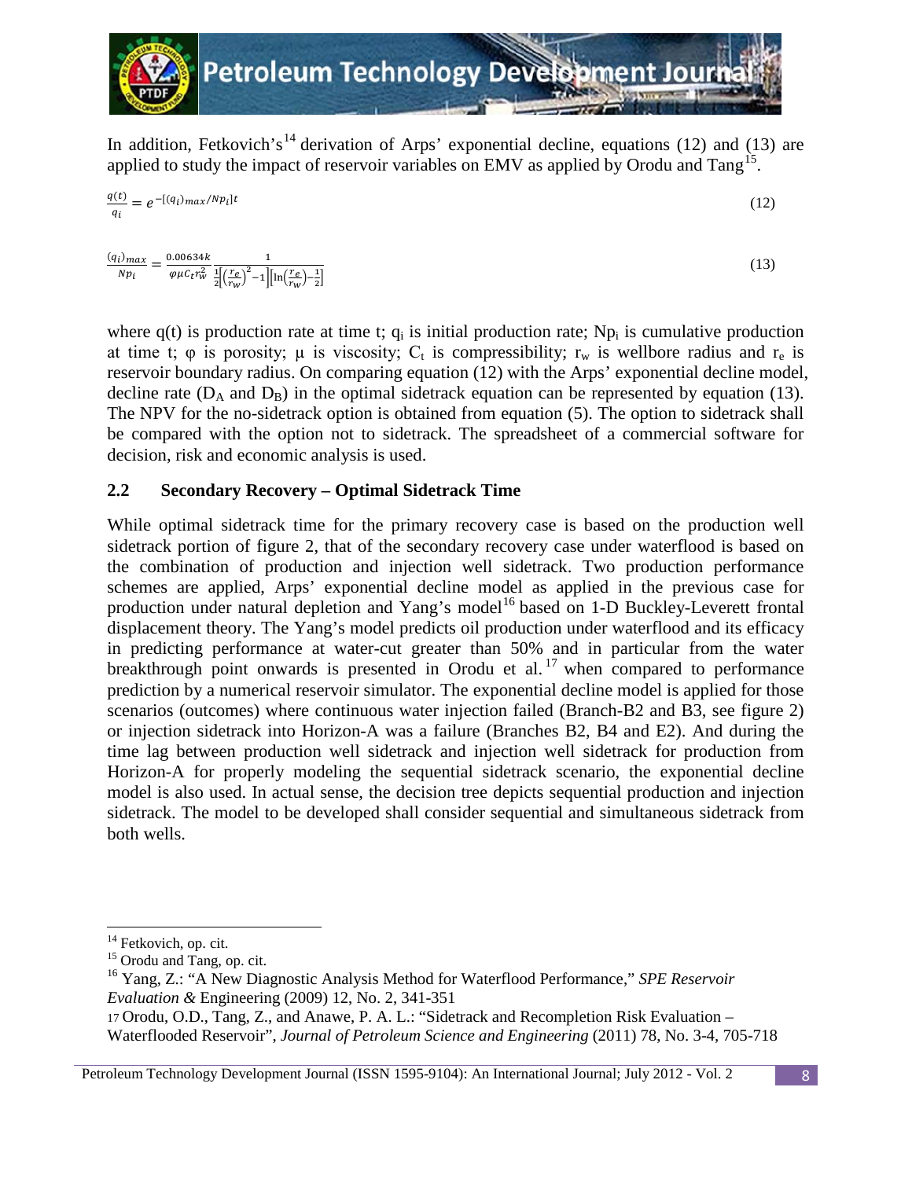In addition, Fetkovich's[14] derivation of Arps' exponential decline, equations (12) and (13) are applied to study the impact of reservoir variables on EMV as applied by Orodu and Tang[15].

$$\frac{q(t)}{q_i} = e^{-[(q_i)_{max}/Np_i]t} \tag{12}$$

$$\frac{(q_i)_{max}}{Np_i} = \frac{0.00634k}{\varphi\mu C_t r_w^2} \frac{1}{\frac{1}{2}\left[\left(\frac{r_e}{r_w}\right)^2 - 1\right]\left[\ln\left(\frac{r_e}{r_w}\right) - \frac{1}{2}\right]} \tag{13}$$

where q(t) is production rate at time t; $q_i$ is initial production rate; $Np_i$ is cumulative production at time t; $\varphi$ is porosity; $\mu$ is viscosity; $C_t$ is compressibility; $r_w$ is wellbore radius and $r_e$ is reservoir boundary radius. On comparing equation (12) with the Arps' exponential decline model, decline rate ($D_A$ and $D_B$) in the optimal sidetrack equation can be represented by equation (13). The NPV for the no-sidetrack option is obtained from equation (5). The option to sidetrack shall be compared with the option not to sidetrack. The spreadsheet of a commercial software for decision, risk and economic analysis is used.

## 2.2 Secondary Recovery – Optimal Sidetrack Time

While optimal sidetrack time for the primary recovery case is based on the production well sidetrack portion of figure 2, that of the secondary recovery case under waterflood is based on the combination of production and injection well sidetrack. Two production performance schemes are applied, Arps' exponential decline model as applied in the previous case for production under natural depletion and Yang's model[16] based on 1-D Buckley-Leverett frontal displacement theory. The Yang's model predicts oil production under waterflood and its efficacy in predicting performance at water-cut greater than 50% and in particular from the water breakthrough point onwards is presented in Orodu et al.[17] when compared to performance prediction by a numerical reservoir simulator. The exponential decline model is applied for those scenarios (outcomes) where continuous water injection failed (Branch-B2 and B3, see figure 2) or injection sidetrack into Horizon-A was a failure (Branches B2, B4 and E2). And during the time lag between production well sidetrack and injection well sidetrack for production from Horizon-A for properly modeling the sequential sidetrack scenario, the exponential decline model is also used. In actual sense, the decision tree depicts sequential production and injection sidetrack. The model to be developed shall consider sequential and simultaneous sidetrack from both wells.

---

[14] Fetkovich, op. cit.

[15] Orodu and Tang, op. cit.

[16] Yang, Z.: "A New Diagnostic Analysis Method for Waterflood Performance," *SPE Reservoir Evaluation &* Engineering (2009) 12, No. 2, 341-351

[17] Orodu, O.D., Tang, Z., and Anawe, P. A. L.: "Sidetrack and Recompletion Risk Evaluation – Waterflooded Reservoir", *Journal of Petroleum Science and Engineering* (2011) 78, No. 3-4, 705-718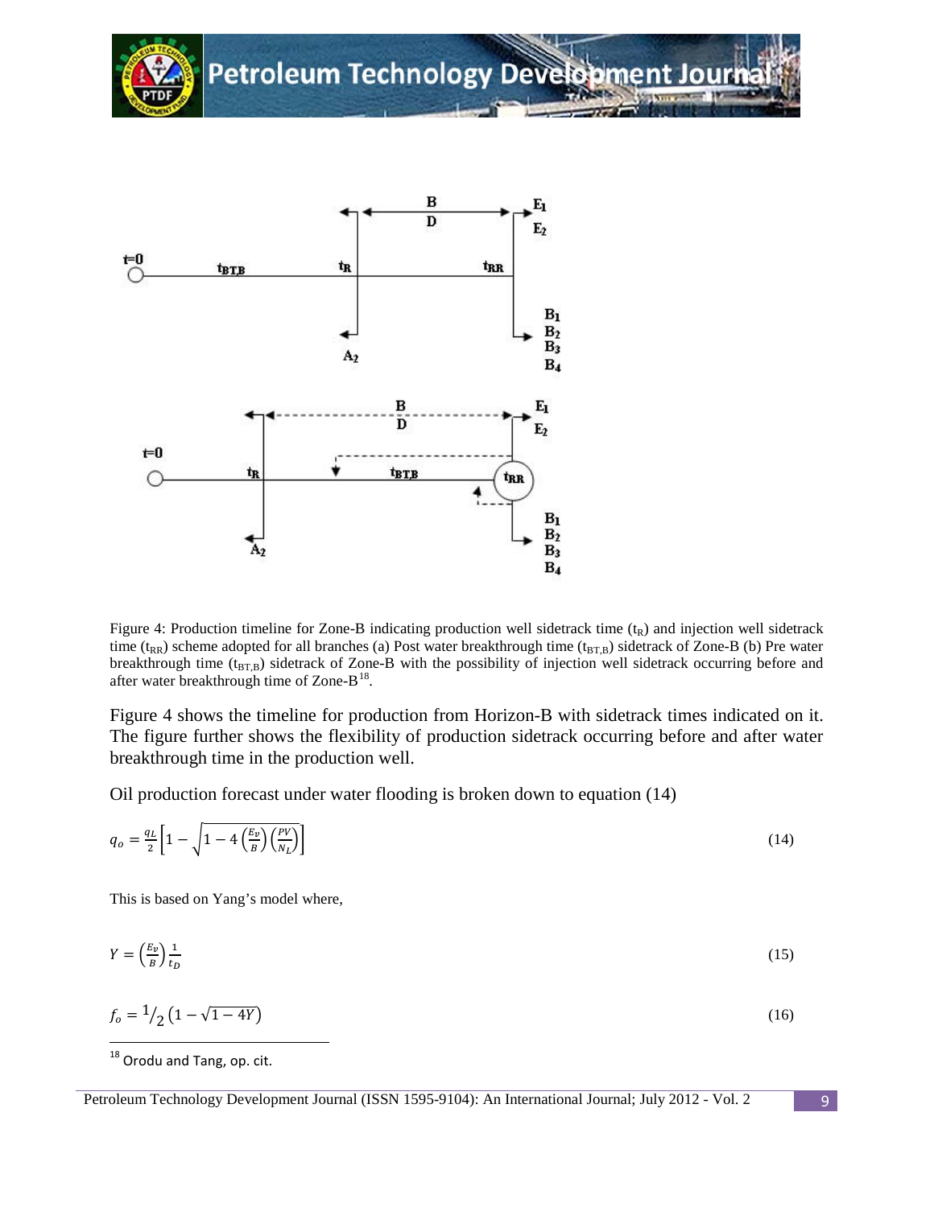Figure 4: Production timeline for Zone-B indicating production well sidetrack time ($t_R$) and injection well sidetrack time ($t_{RR}$) scheme adopted for all branches (a) Post water breakthrough time ($t_{BT,B}$) sidetrack of Zone-B (b) Pre water breakthrough time ($t_{BT,B}$) sidetrack of Zone-B with the possibility of injection well sidetrack occurring before and after water breakthrough time of Zone-B[18].

Figure 4 shows the timeline for production from Horizon-B with sidetrack times indicated on it. The figure further shows the flexibility of production sidetrack occurring before and after water breakthrough time in the production well.

Oil production forecast under water flooding is broken down to equation (14)

$$q_o = \frac{q_L}{2}\left[1 - \sqrt{1 - 4\left(\frac{E_v}{B}\right)\left(\frac{PV}{N_L}\right)}\right] \tag{14}$$

This is based on Yang's model where,

$$Y = \left(\frac{E_v}{B}\right)\frac{1}{t_D} \tag{15}$$

$$f_o = {}^1\!/_2\left(1 - \sqrt{1 - 4Y}\right) \tag{16}$$

---

[18] Orodu and Tang, op. cit.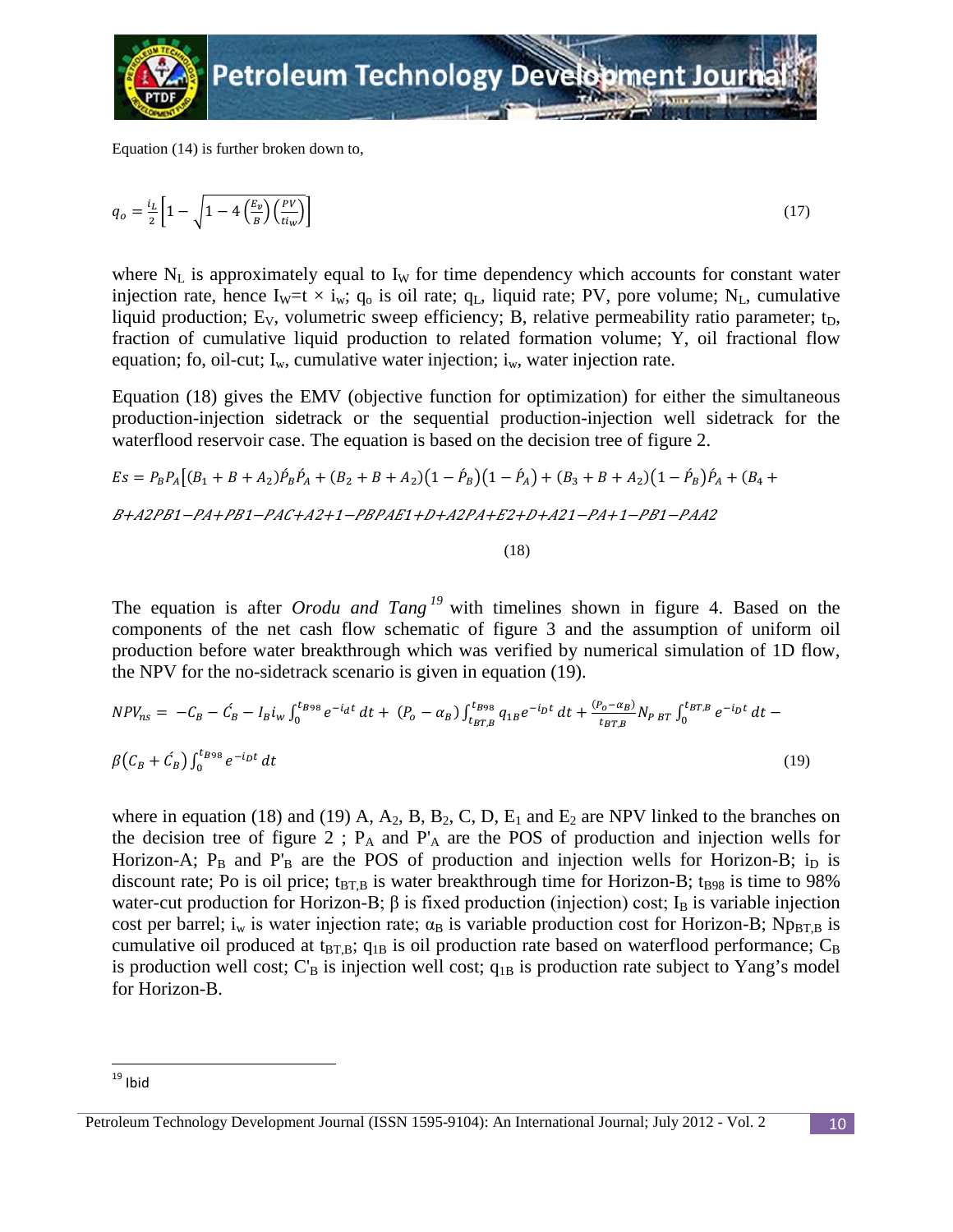Equation (14) is further broken down to,

$$q_o = \frac{i_L}{2}\left[1 - \sqrt{1 - 4\left(\frac{E_v}{B}\right)\left(\frac{PV}{ti_w}\right)}\right] \tag{17}$$

where $N_L$ is approximately equal to $I_W$ for time dependency which accounts for constant water injection rate, hence $I_W = t \times i_w$; $q_o$ is oil rate; $q_L$, liquid rate; PV, pore volume; $N_L$, cumulative liquid production; $E_V$, volumetric sweep efficiency; B, relative permeability ratio parameter; $t_D$, fraction of cumulative liquid production to related formation volume; Y, oil fractional flow equation; fo, oil-cut; $I_w$, cumulative water injection; $i_w$, water injection rate.

Equation (18) gives the EMV (objective function for optimization) for either the simultaneous production-injection sidetrack or the sequential production-injection well sidetrack for the waterflood reservoir case. The equation is based on the decision tree of figure 2.

$$Es = P_B P_A\left[(B_1 + B + A_2)\acute{P}_B\acute{P}_A + (B_2 + B + A_2)\left(1 - \acute{P}_B\right)\left(1 - \acute{P}_A\right) + (B_3 + B + A_2)\left(1 - \acute{P}_B\right)\acute{P}_A + (B_4 +\right.$$

$B+A2PB1-PA+PB1-PAC+A2+1-PBPAE1+D+A2PA+E2+D+A21-PA+1-PB1-PAA2$

(18)

The equation is after *Orodu and Tang*[19] with timelines shown in figure 4. Based on the components of the net cash flow schematic of figure 3 and the assumption of uniform oil production before water breakthrough which was verified by numerical simulation of 1D flow, the NPV for the no-sidetrack scenario is given in equation (19).

$$NPV_{ns} = -C_B - \acute{C}_B - I_B i_w \int_0^{t_{B98}} e^{-i_d t}\,dt + (P_o - \alpha_B)\int_{t_{BT,B}}^{t_{B98}} q_{1B} e^{-i_D t}\,dt + \frac{(P_o - \alpha_B)}{t_{BT,B}} N_{P\,BT} \int_0^{t_{BT,B}} e^{-i_D t}\,dt - \beta\left(C_B + \acute{C}_B\right)\int_0^{t_{B98}} e^{-i_D t}\,dt \tag{19}$$

where in equation (18) and (19) A, $A_2$, B, $B_2$, C, D, $E_1$ and $E_2$ are NPV linked to the branches on the decision tree of figure 2 ; $P_A$ and $P'_A$ are the POS of production and injection wells for Horizon-A; $P_B$ and $P'_B$ are the POS of production and injection wells for Horizon-B; $i_D$ is discount rate; Po is oil price; $t_{BT,B}$ is water breakthrough time for Horizon-B; $t_{B98}$ is time to 98% water-cut production for Horizon-B; β is fixed production (injection) cost; $I_B$ is variable injection cost per barrel; $i_w$ is water injection rate; $\alpha_B$ is variable production cost for Horizon-B; $Np_{BT,B}$ is cumulative oil produced at $t_{BT,B}$; $q_{1B}$ is oil production rate based on waterflood performance; $C_B$ is production well cost; $C'_B$ is injection well cost; $q_{1B}$ is production rate subject to Yang's model for Horizon-B.

---

[19] Ibid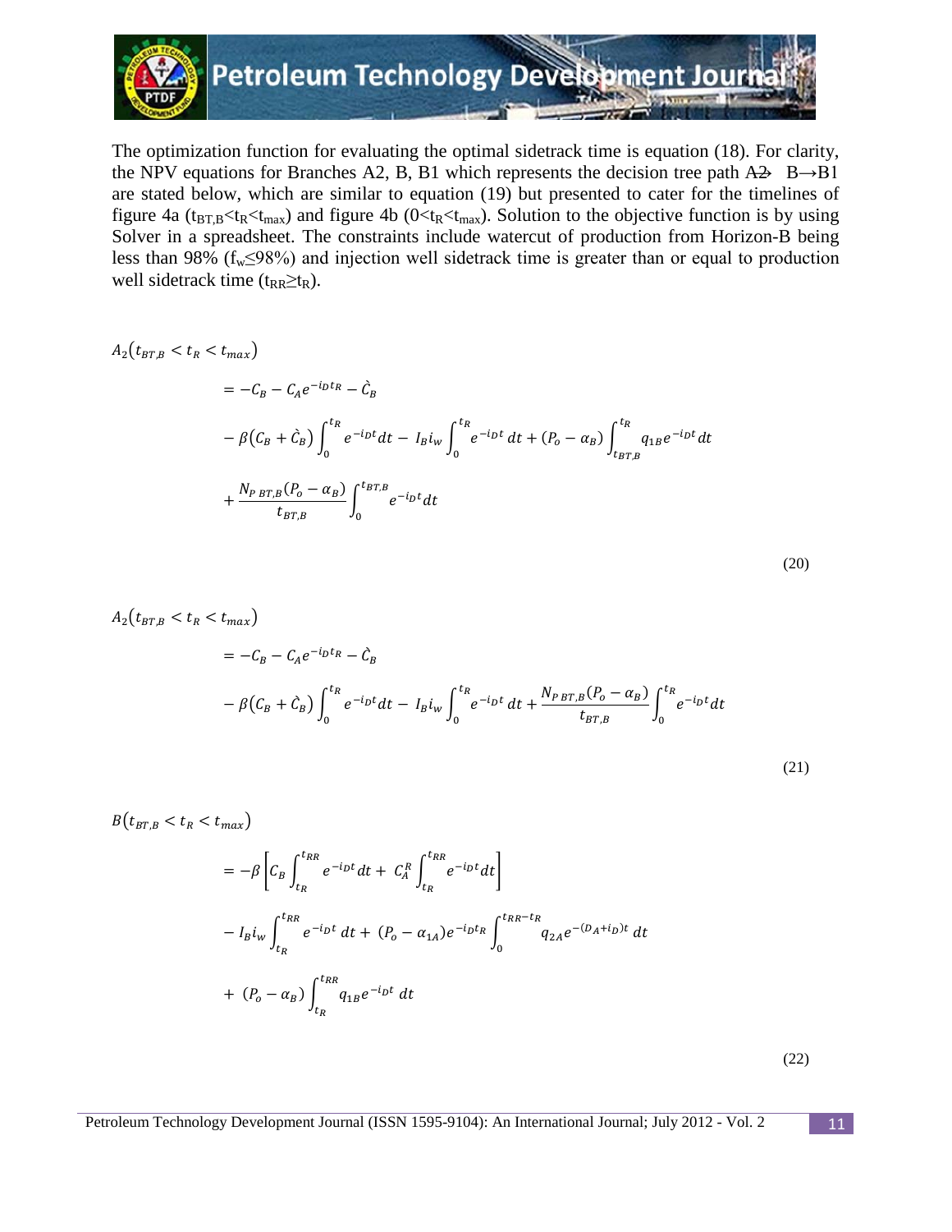The optimization function for evaluating the optimal sidetrack time is equation (18). For clarity, the NPV equations for Branches A2, B, B1 which represents the decision tree path A2→ B→B1 are stated below, which are similar to equation (19) but presented to cater for the timelines of figure 4a ($t_{BT,B}<t_R<t_{max}$) and figure 4b ($0<t_R<t_{max}$). Solution to the objective function is by using Solver in a spreadsheet. The constraints include watercut of production from Horizon-B being less than 98% ($f_w \leq 98\%$) and injection well sidetrack time is greater than or equal to production well sidetrack time ($t_{RR} \geq t_R$).

$$
\begin{aligned}
A_2(t_{BT,B} < t_R < t_{max}) \\
&= -C_B - C_A e^{-i_D t_R} - \grave{C}_B \\
&\quad - \beta\left(C_B + \grave{C}_B\right)\int_0^{t_R} e^{-i_D t}dt - I_B i_w \int_0^{t_R} e^{-i_D t}\,dt + (P_o - \alpha_B)\int_{t_{BT,B}}^{t_R} q_{1B}e^{-i_D t}\,dt \\
&\quad + \frac{N_{P\,BT,B}(P_o - \alpha_B)}{t_{BT,B}}\int_0^{t_{BT,B}} e^{-i_D t}dt
\end{aligned} \tag{20}
$$

$$
\begin{aligned}
A_2(t_{BT,B} < t_R < t_{max}) \\
&= -C_B - C_A e^{-i_D t_R} - \grave{C}_B \\
&\quad - \beta\left(C_B + \grave{C}_B\right)\int_0^{t_R} e^{-i_D t}dt - I_B i_w \int_0^{t_R} e^{-i_D t}\,dt + \frac{N_{P\,BT,B}(P_o - \alpha_B)}{t_{BT,B}}\int_0^{t_R} e^{-i_D t}dt
\end{aligned} \tag{21}
$$

$$
\begin{aligned}
B(t_{BT,B} < t_R < t_{max}) \\
&= -\beta\left[C_B\int_{t_R}^{t_{RR}} e^{-i_D t}dt + C_A^R\int_{t_R}^{t_{RR}} e^{-i_D t}dt\right] \\
&\quad - I_B i_w \int_{t_R}^{t_{RR}} e^{-i_D t}\,dt + (P_o - \alpha_{1A})e^{-i_D t_R}\int_0^{t_{RR}-t_R} q_{2A}e^{-(D_A+i_D)t}\,dt \\
&\quad + (P_o - \alpha_B)\int_{t_R}^{t_{RR}} q_{1B}e^{-i_D t}\,dt
\end{aligned} \tag{22}
$$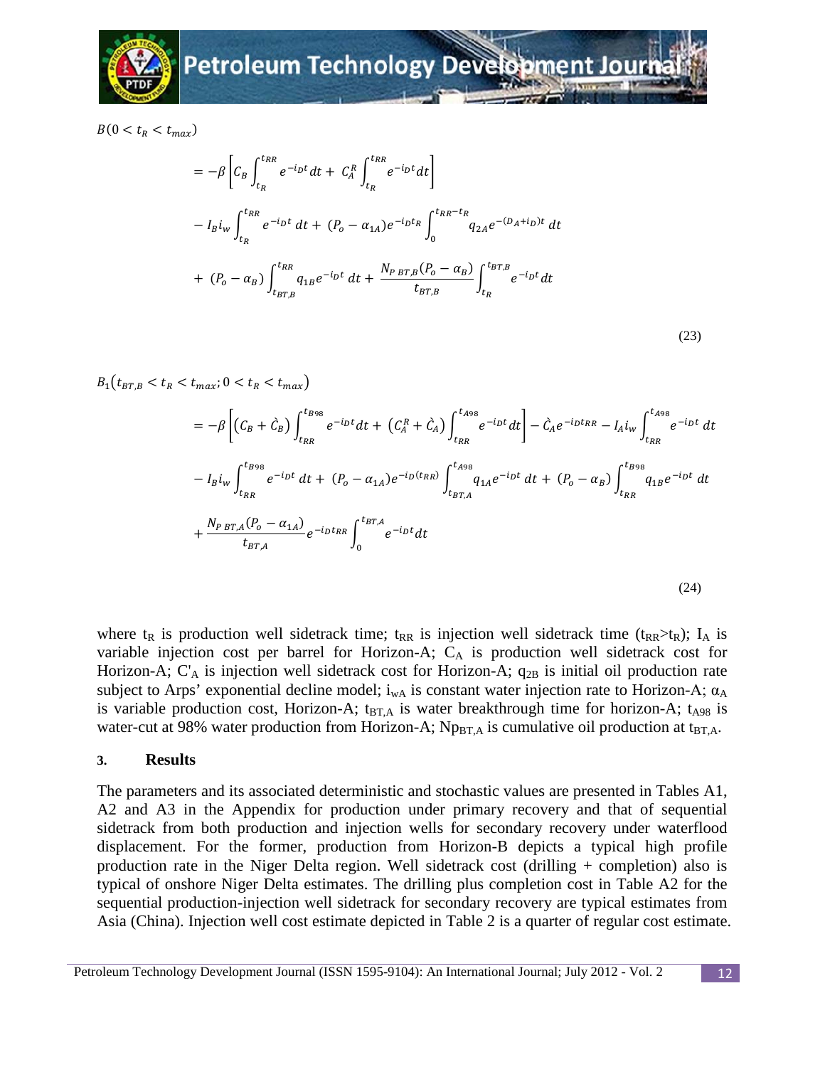$B(0 < t_R < t_{max})$

$$
\begin{aligned}
&= -\beta\left[C_B\int_{t_R}^{t_{RR}} e^{-i_D t}dt + C_A^R\int_{t_R}^{t_{RR}} e^{-i_D t}dt\right] \\
&- I_B i_w \int_{t_R}^{t_{RR}} e^{-i_D t}\,dt + (P_o - \alpha_{1A})e^{-i_D t_R}\int_0^{t_{RR}-t_R} q_{2A}e^{-(D_A+i_D)t}\,dt \\
&+ (P_o - \alpha_B)\int_{t_{BT,B}}^{t_{RR}} q_{1B}e^{-i_D t}\,dt + \frac{N_{P\,BT,B}(P_o - \alpha_B)}{t_{BT,B}}\int_{t_R}^{t_{BT,B}} e^{-i_D t}dt
\end{aligned}
\tag{23}
$$

$B_1(t_{BT,B} < t_R < t_{max};\, 0 < t_R < t_{max})$

$$
\begin{aligned}
&= -\beta\left[\left(C_B + \grave{C}_B\right)\int_{t_{RR}}^{t_{B98}} e^{-i_D t}dt + \left(C_A^R + \grave{C}_A\right)\int_{t_{RR}}^{t_{A98}} e^{-i_D t}dt\right] - \grave{C}_A e^{-i_D t_{RR}} - I_A i_w \int_{t_{RR}}^{t_{A98}} e^{-i_D t}\,dt \\
&- I_B i_w \int_{t_{RR}}^{t_{B98}} e^{-i_D t}\,dt + (P_o - \alpha_{1A})e^{-i_D(t_{RR})}\int_{t_{BT,A}}^{t_{A98}} q_{1A}e^{-i_D t}\,dt + (P_o - \alpha_B)\int_{t_{RR}}^{t_{B98}} q_{1B}e^{-i_D t}\,dt \\
&+ \frac{N_{P\,BT,A}(P_o - \alpha_{1A})}{t_{BT,A}}e^{-i_D t_{RR}}\int_0^{t_{BT,A}} e^{-i_D t}dt
\end{aligned}
\tag{24}
$$

where $t_R$ is production well sidetrack time; $t_{RR}$ is injection well sidetrack time ($t_{RR}>t_R$); $I_A$ is variable injection cost per barrel for Horizon-A; $C_A$ is production well sidetrack cost for Horizon-A; $C'_A$ is injection well sidetrack cost for Horizon-A; $q_{2B}$ is initial oil production rate subject to Arps' exponential decline model; $i_{wA}$ is constant water injection rate to Horizon-A; $\alpha_A$ is variable production cost, Horizon-A; $t_{BT,A}$ is water breakthrough time for horizon-A; $t_{A98}$ is water-cut at 98% water production from Horizon-A; $Np_{BT,A}$ is cumulative oil production at $t_{BT,A}$.

## 3. Results

The parameters and its associated deterministic and stochastic values are presented in Tables A1, A2 and A3 in the Appendix for production under primary recovery and that of sequential sidetrack from both production and injection wells for secondary recovery under waterflood displacement. For the former, production from Horizon-B depicts a typical high profile production rate in the Niger Delta region. Well sidetrack cost (drilling + completion) also is typical of onshore Niger Delta estimates. The drilling plus completion cost in Table A2 for the sequential production-injection well sidetrack for secondary recovery are typical estimates from Asia (China). Injection well cost estimate depicted in Table 2 is a quarter of regular cost estimate.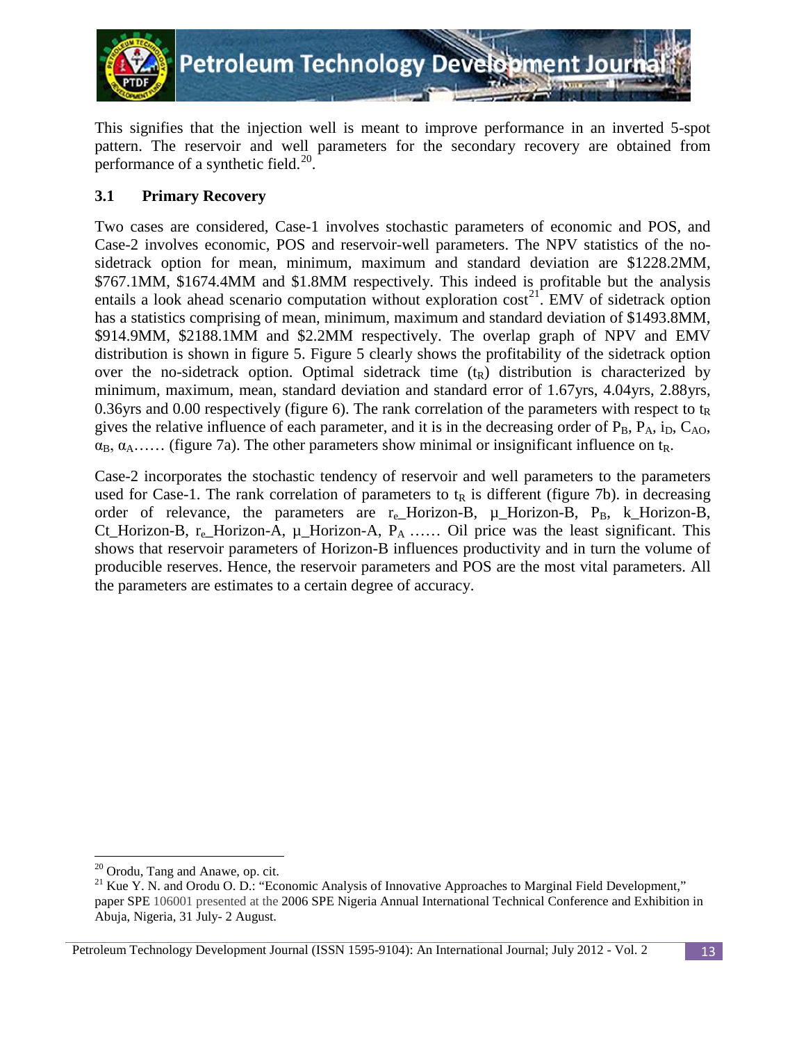This signifies that the injection well is meant to improve performance in an inverted 5-spot pattern. The reservoir and well parameters for the secondary recovery are obtained from performance of a synthetic field.[20].

### 3.1 Primary Recovery

Two cases are considered, Case-1 involves stochastic parameters of economic and POS, and Case-2 involves economic, POS and reservoir-well parameters. The NPV statistics of the no-sidetrack option for mean, minimum, maximum and standard deviation are \$1228.2MM, \$767.1MM, \$1674.4MM and \$1.8MM respectively. This indeed is profitable but the analysis entails a look ahead scenario computation without exploration cost[21]. EMV of sidetrack option has a statistics comprising of mean, minimum, maximum and standard deviation of \$1493.8MM, \$914.9MM, \$2188.1MM and \$2.2MM respectively. The overlap graph of NPV and EMV distribution is shown in figure 5. Figure 5 clearly shows the profitability of the sidetrack option over the no-sidetrack option. Optimal sidetrack time ($t_R$) distribution is characterized by minimum, maximum, mean, standard deviation and standard error of 1.67yrs, 4.04yrs, 2.88yrs, 0.36yrs and 0.00 respectively (figure 6). The rank correlation of the parameters with respect to $t_R$ gives the relative influence of each parameter, and it is in the decreasing order of $P_B$, $P_A$, $i_D$, $C_{AO}$, $\alpha_B$, $\alpha_A$…… (figure 7a). The other parameters show minimal or insignificant influence on $t_R$.

Case-2 incorporates the stochastic tendency of reservoir and well parameters to the parameters used for Case-1. The rank correlation of parameters to $t_R$ is different (figure 7b). in decreasing order of relevance, the parameters are $r_e$_Horizon-B, μ_Horizon-B, $P_B$, k_Horizon-B, Ct_Horizon-B, $r_e$_Horizon-A, μ_Horizon-A, $P_A$ …… Oil price was the least significant. This shows that reservoir parameters of Horizon-B influences productivity and in turn the volume of producible reserves. Hence, the reservoir parameters and POS are the most vital parameters. All the parameters are estimates to a certain degree of accuracy.

---

[20] Orodu, Tang and Anawe, op. cit.

[21] Kue Y. N. and Orodu O. D.: "Economic Analysis of Innovative Approaches to Marginal Field Development," paper SPE 106001 presented at the 2006 SPE Nigeria Annual International Technical Conference and Exhibition in Abuja, Nigeria, 31 July- 2 August.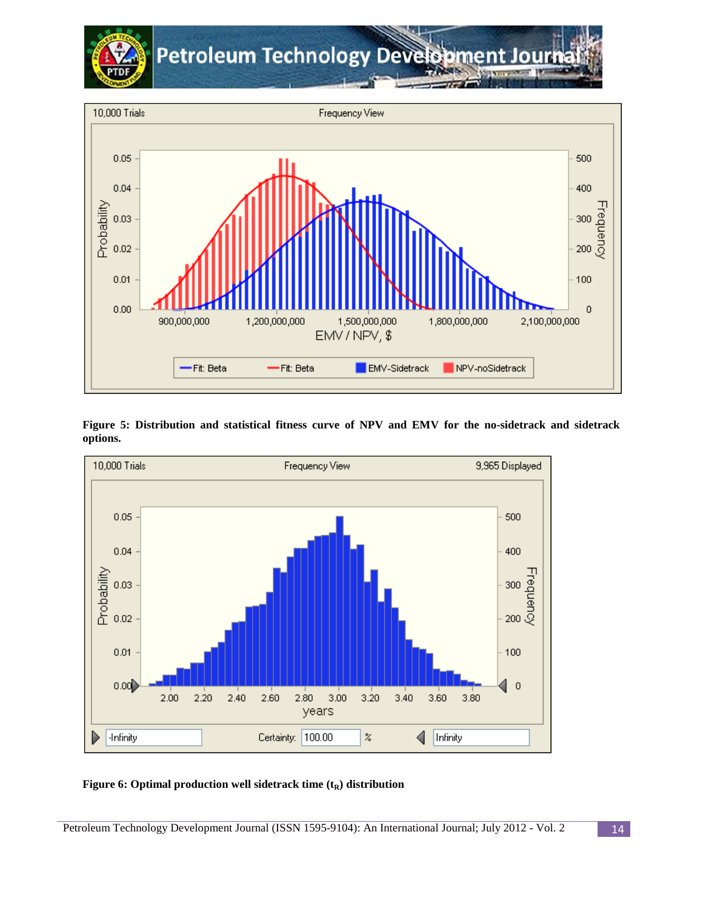**Figure 5: Distribution and statistical fitness curve of NPV and EMV for the no-sidetrack and sidetrack options.**

**Figure 6: Optimal production well sidetrack time ($t_R$) distribution**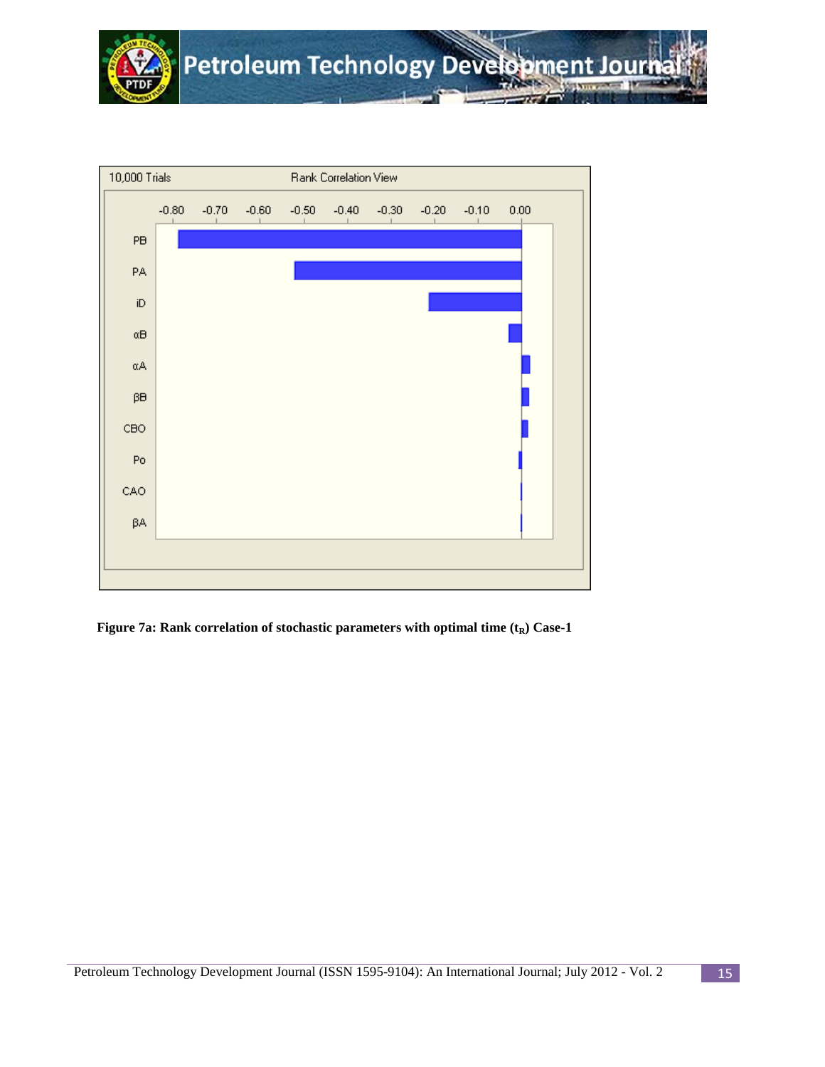**Figure 7a: Rank correlation of stochastic parameters with optimal time ($t_R$) Case-1**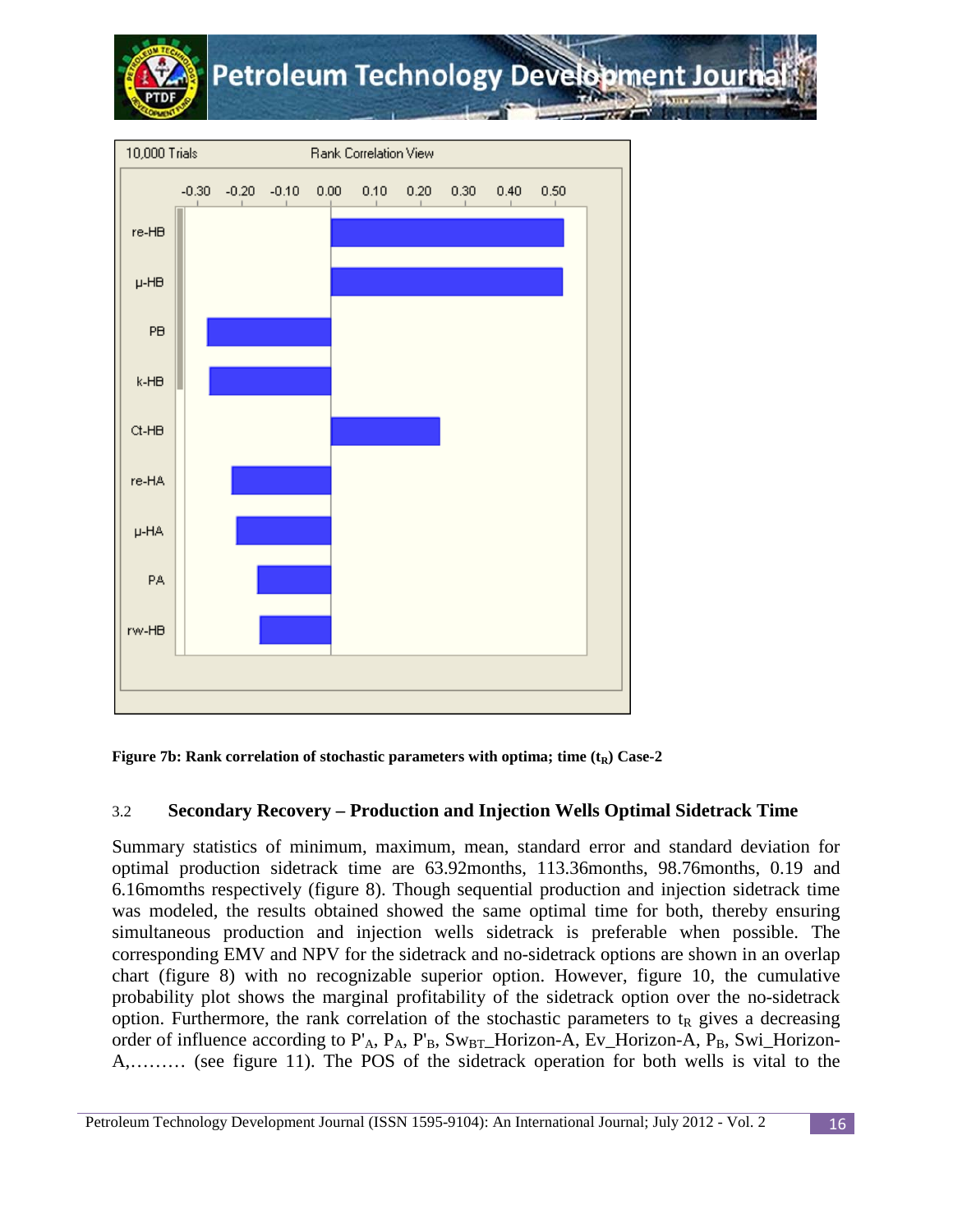Figure 7b: Rank correlation of stochastic parameters with optima; time ($t_R$) Case-2

### 3.2 Secondary Recovery – Production and Injection Wells Optimal Sidetrack Time

Summary statistics of minimum, maximum, mean, standard error and standard deviation for optimal production sidetrack time are 63.92months, 113.36months, 98.76months, 0.19 and 6.16momths respectively (figure 8). Though sequential production and injection sidetrack time was modeled, the results obtained showed the same optimal time for both, thereby ensuring simultaneous production and injection wells sidetrack is preferable when possible. The corresponding EMV and NPV for the sidetrack and no-sidetrack options are shown in an overlap chart (figure 8) with no recognizable superior option. However, figure 10, the cumulative probability plot shows the marginal profitability of the sidetrack option over the no-sidetrack option. Furthermore, the rank correlation of the stochastic parameters to $t_R$ gives a decreasing order of influence according to $P'_A$, $P_A$, $P'_B$, $Sw_{BT}$_Horizon-A, Ev_Horizon-A, $P_B$, Swi_Horizon-A,……… (see figure 11). The POS of the sidetrack operation for both wells is vital to the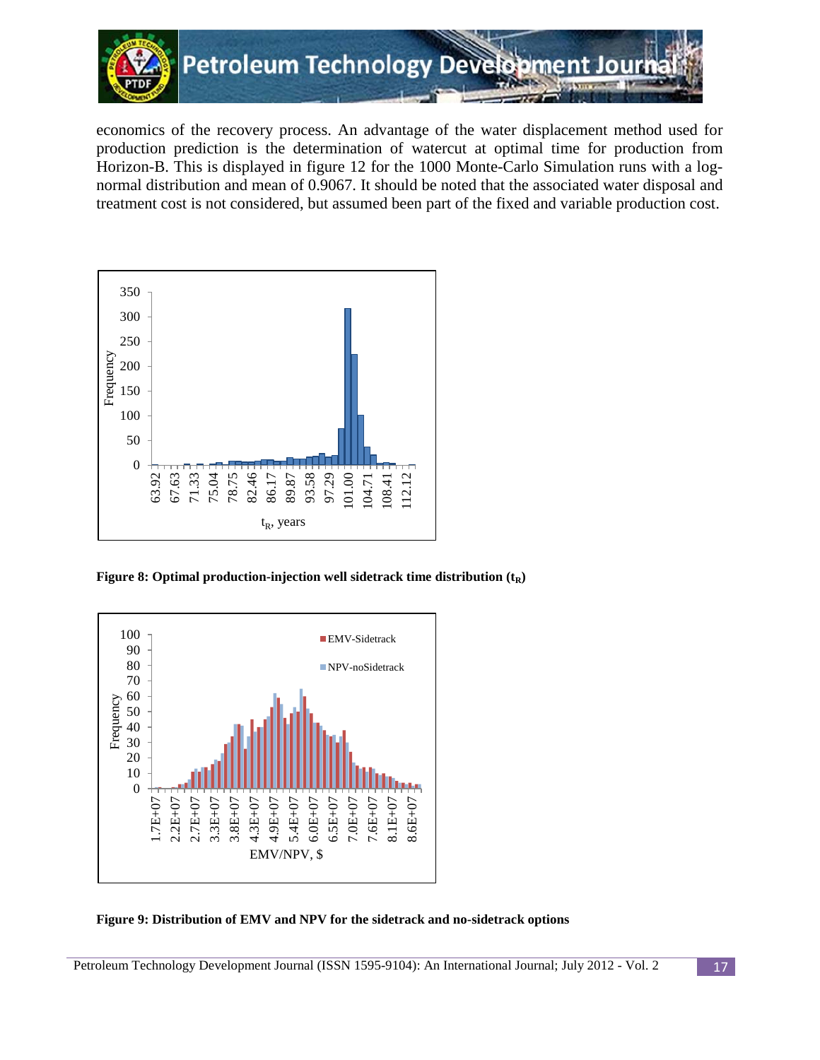economics of the recovery process. An advantage of the water displacement method used for production prediction is the determination of watercut at optimal time for production from Horizon-B. This is displayed in figure 12 for the 1000 Monte-Carlo Simulation runs with a log-normal distribution and mean of 0.9067. It should be noted that the associated water disposal and treatment cost is not considered, but assumed been part of the fixed and variable production cost.

**Figure 8: Optimal production-injection well sidetrack time distribution ($t_R$)**

**Figure 9: Distribution of EMV and NPV for the sidetrack and no-sidetrack options**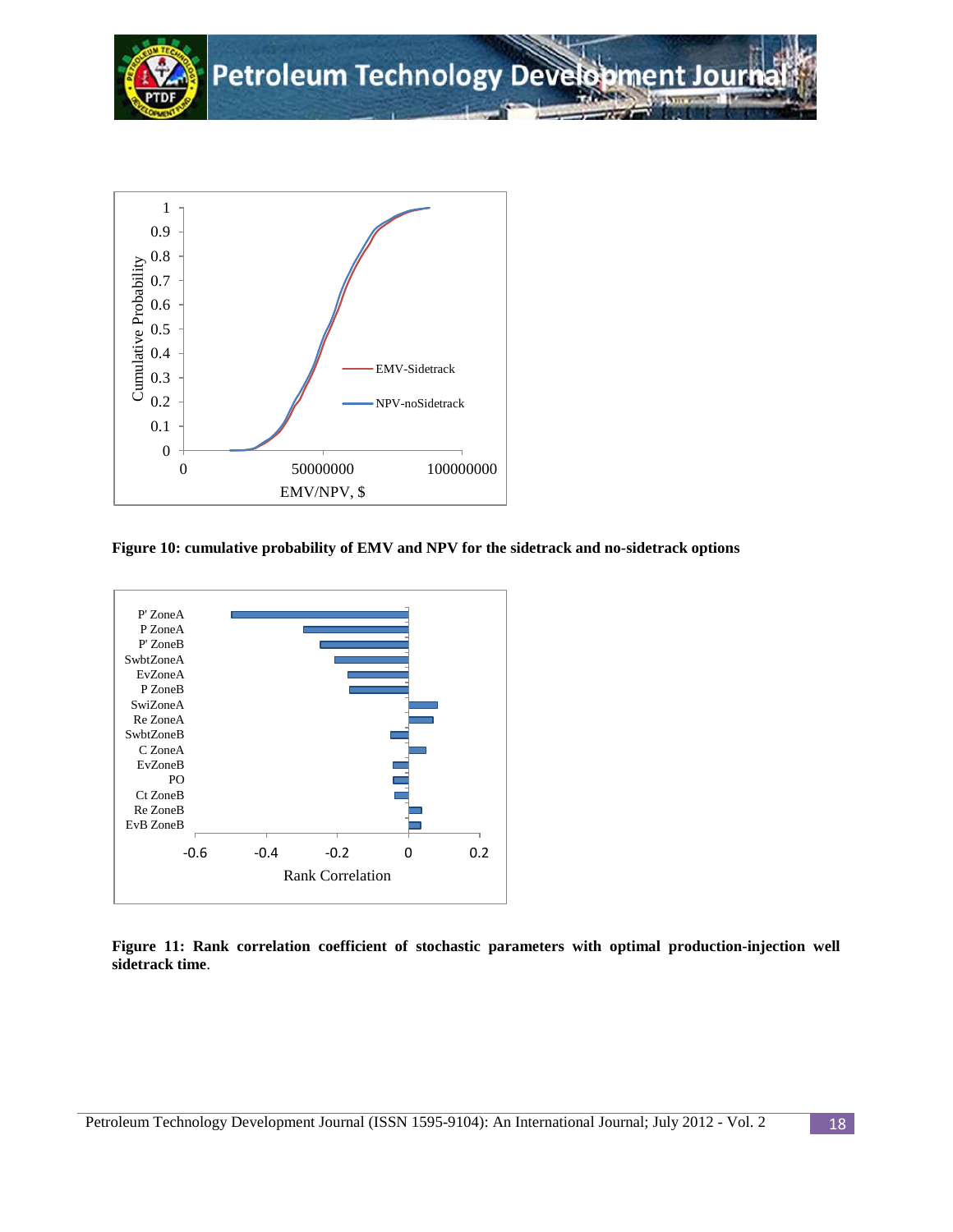**Figure 10: cumulative probability of EMV and NPV for the sidetrack and no-sidetrack options**

**Figure 11: Rank correlation coefficient of stochastic parameters with optimal production-injection well sidetrack time**.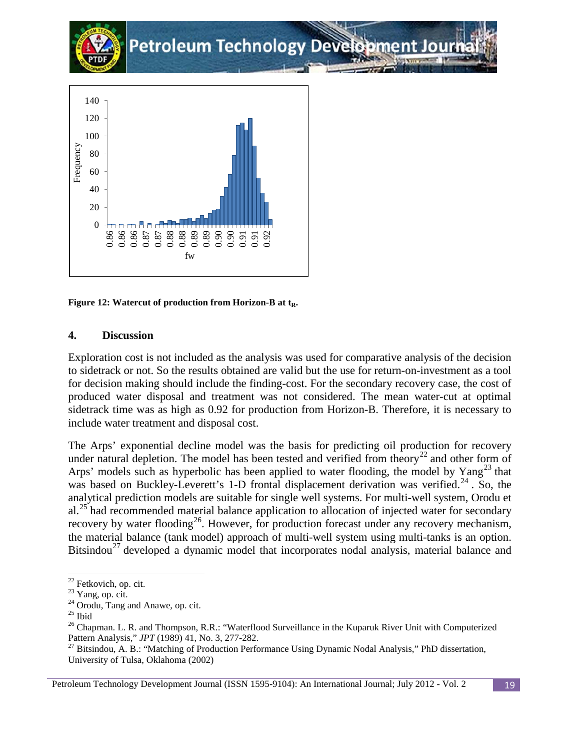Figure 12: Watercut of production from Horizon-B at $t_R$.

## 4. Discussion

Exploration cost is not included as the analysis was used for comparative analysis of the decision to sidetrack or not. So the results obtained are valid but the use for return-on-investment as a tool for decision making should include the finding-cost. For the secondary recovery case, the cost of produced water disposal and treatment was not considered. The mean water-cut at optimal sidetrack time was as high as 0.92 for production from Horizon-B. Therefore, it is necessary to include water treatment and disposal cost.

The Arps' exponential decline model was the basis for predicting oil production for recovery under natural depletion. The model has been tested and verified from theory[22] and other form of Arps' models such as hyperbolic has been applied to water flooding, the model by Yang[23] that was based on Buckley-Leverett's 1-D frontal displacement derivation was verified.[24] . So, the analytical prediction models are suitable for single well systems. For multi-well system, Orodu et al.[25] had recommended material balance application to allocation of injected water for secondary recovery by water flooding[26]. However, for production forecast under any recovery mechanism, the material balance (tank model) approach of multi-well system using multi-tanks is an option. Bitsindou[27] developed a dynamic model that incorporates nodal analysis, material balance and

---

[22] Fetkovich, op. cit.
[23] Yang, op. cit.
[24] Orodu, Tang and Anawe, op. cit.
[25] Ibid
[26] Chapman. L. R. and Thompson, R.R.: "Waterflood Surveillance in the Kuparuk River Unit with Computerized Pattern Analysis," *JPT* (1989) 41, No. 3, 277-282.
[27] Bitsindou, A. B.: "Matching of Production Performance Using Dynamic Nodal Analysis," PhD dissertation, University of Tulsa, Oklahoma (2002)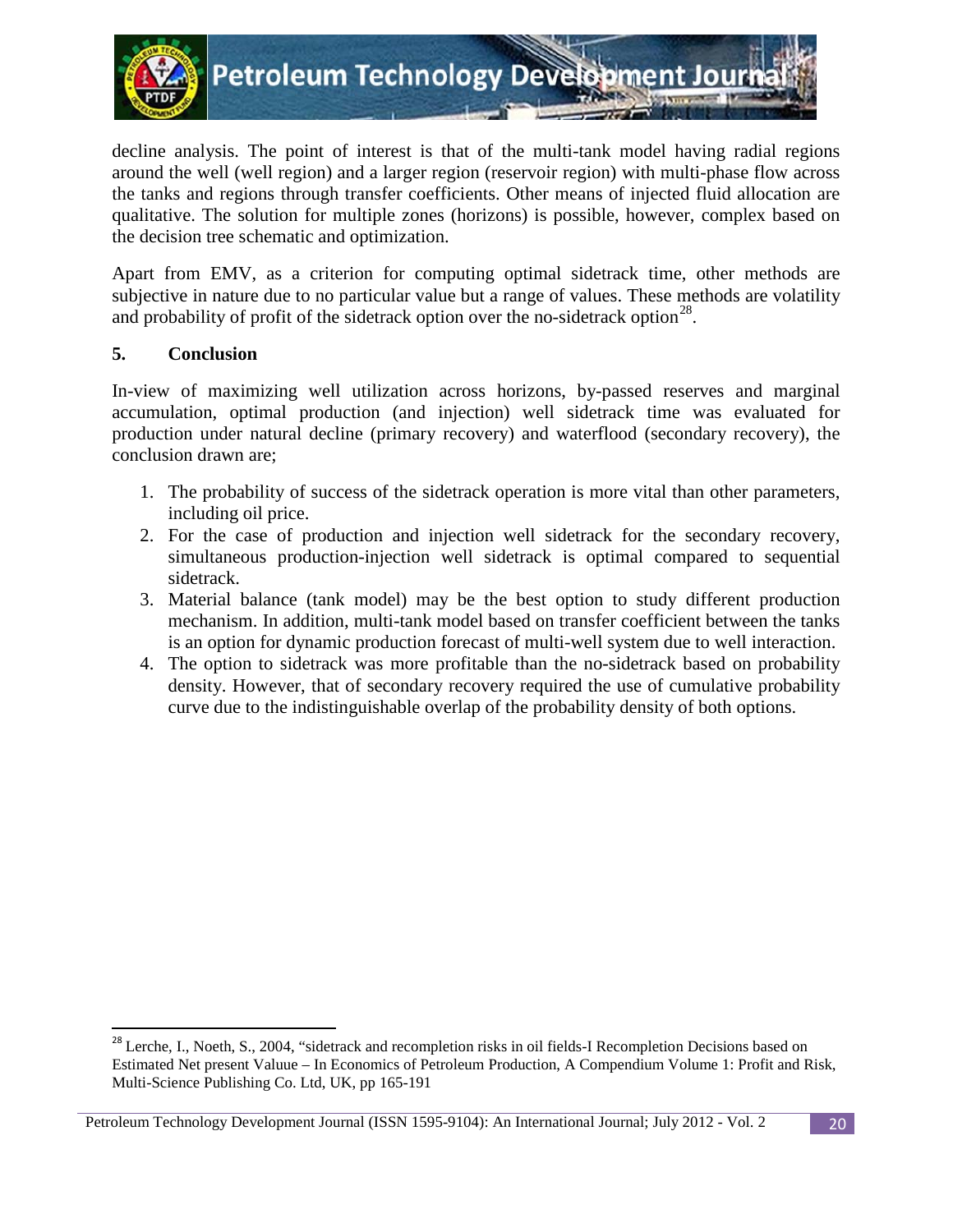decline analysis. The point of interest is that of the multi-tank model having radial regions around the well (well region) and a larger region (reservoir region) with multi-phase flow across the tanks and regions through transfer coefficients. Other means of injected fluid allocation are qualitative. The solution for multiple zones (horizons) is possible, however, complex based on the decision tree schematic and optimization.

Apart from EMV, as a criterion for computing optimal sidetrack time, other methods are subjective in nature due to no particular value but a range of values. These methods are volatility and probability of profit of the sidetrack option over the no-sidetrack option[28].

## 5. Conclusion

In-view of maximizing well utilization across horizons, by-passed reserves and marginal accumulation, optimal production (and injection) well sidetrack time was evaluated for production under natural decline (primary recovery) and waterflood (secondary recovery), the conclusion drawn are;

1. The probability of success of the sidetrack operation is more vital than other parameters, including oil price.
2. For the case of production and injection well sidetrack for the secondary recovery, simultaneous production-injection well sidetrack is optimal compared to sequential sidetrack.
3. Material balance (tank model) may be the best option to study different production mechanism. In addition, multi-tank model based on transfer coefficient between the tanks is an option for dynamic production forecast of multi-well system due to well interaction.
4. The option to sidetrack was more profitable than the no-sidetrack based on probability density. However, that of secondary recovery required the use of cumulative probability curve due to the indistinguishable overlap of the probability density of both options.

---

[28] Lerche, I., Noeth, S., 2004, "sidetrack and recompletion risks in oil fields-I Recompletion Decisions based on Estimated Net present Valuue – In Economics of Petroleum Production, A Compendium Volume 1: Profit and Risk, Multi-Science Publishing Co. Ltd, UK, pp 165-191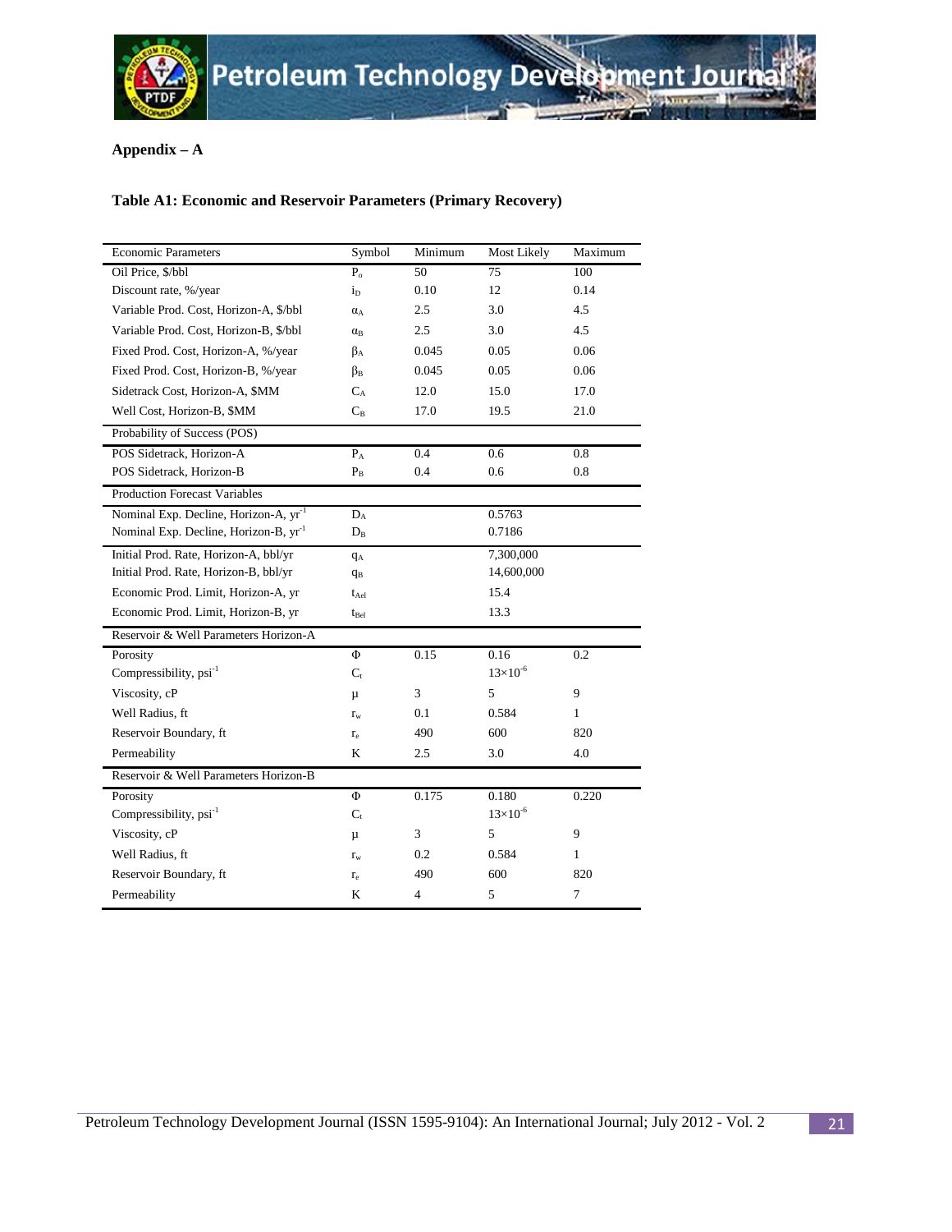## Appendix – A

### Table A1: Economic and Reservoir Parameters (Primary Recovery)

| Economic Parameters | Symbol | Minimum | Most Likely | Maximum |
|---|---|---|---|---|
| Oil Price, $/bbl | $P_o$ | 50 | 75 | 100 |
| Discount rate, %/year | $i_D$ | 0.10 | 12 | 0.14 |
| Variable Prod. Cost, Horizon-A, $/bbl | $\alpha_A$ | 2.5 | 3.0 | 4.5 |
| Variable Prod. Cost, Horizon-B, $/bbl | $\alpha_B$ | 2.5 | 3.0 | 4.5 |
| Fixed Prod. Cost, Horizon-A, %/year | $\beta_A$ | 0.045 | 0.05 | 0.06 |
| Fixed Prod. Cost, Horizon-B, %/year | $\beta_B$ | 0.045 | 0.05 | 0.06 |
| Sidetrack Cost, Horizon-A, $MM | $C_A$ | 12.0 | 15.0 | 17.0 |
| Well Cost, Horizon-B, $MM | $C_B$ | 17.0 | 19.5 | 21.0 |
| **Probability of Success (POS)** | | | | |
| POS Sidetrack, Horizon-A | $P_A$ | 0.4 | 0.6 | 0.8 |
| POS Sidetrack, Horizon-B | $P_B$ | 0.4 | 0.6 | 0.8 |
| **Production Forecast Variables** | | | | |
| Nominal Exp. Decline, Horizon-A, $yr^{-1}$ | $D_A$ | | 0.5763 | |
| Nominal Exp. Decline, Horizon-B, $yr^{-1}$ | $D_B$ | | 0.7186 | |
| Initial Prod. Rate, Horizon-A, bbl/yr | $q_A$ | | 7,300,000 | |
| Initial Prod. Rate, Horizon-B, bbl/yr | $q_B$ | | 14,600,000 | |
| Economic Prod. Limit, Horizon-A, yr | $t_{Ael}$ | | 15.4 | |
| Economic Prod. Limit, Horizon-B, yr | $t_{Bel}$ | | 13.3 | |
| **Reservoir & Well Parameters Horizon-A** | | | | |
| Porosity | $\Phi$ | 0.15 | 0.16 | 0.2 |
| Compressibility, $psi^{-1}$ | $C_t$ | | $13\times10^{-6}$ | |
| Viscosity, cP | $\mu$ | 3 | 5 | 9 |
| Well Radius, ft | $r_w$ | 0.1 | 0.584 | 1 |
| Reservoir Boundary, ft | $r_e$ | 490 | 600 | 820 |
| Permeability | K | 2.5 | 3.0 | 4.0 |
| **Reservoir & Well Parameters Horizon-B** | | | | |
| Porosity | $\Phi$ | 0.175 | 0.180 | 0.220 |
| Compressibility, $psi^{-1}$ | $C_t$ | | $13\times10^{-6}$ | |
| Viscosity, cP | $\mu$ | 3 | 5 | 9 |
| Well Radius, ft | $r_w$ | 0.2 | 0.584 | 1 |
| Reservoir Boundary, ft | $r_e$ | 490 | 600 | 820 |
| Permeability | K | 4 | 5 | 7 |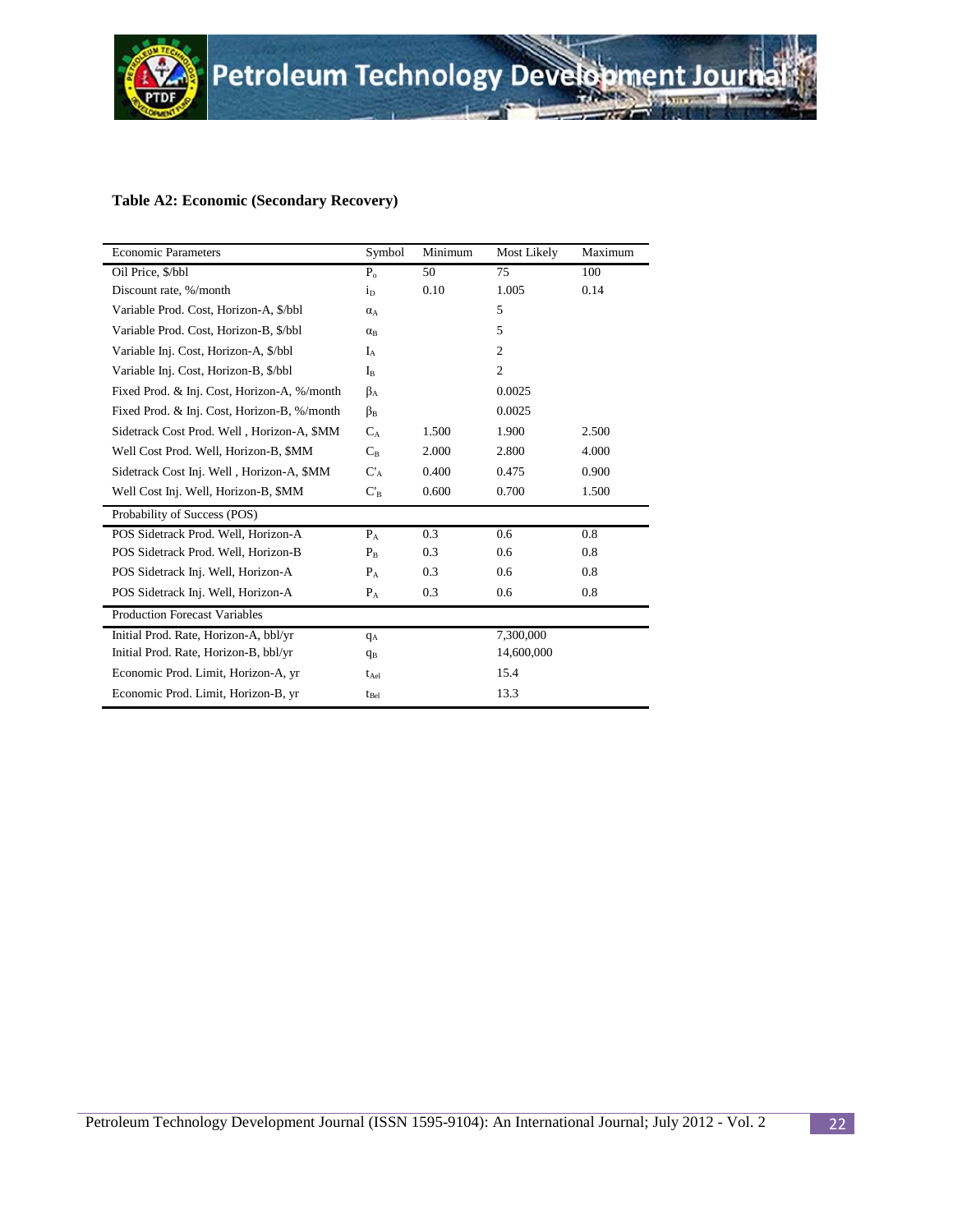**Table A2: Economic (Secondary Recovery)**

| Economic Parameters | Symbol | Minimum | Most Likely | Maximum |
|---|---|---|---|---|
| Oil Price, $/bbl | $P_o$ | 50 | 75 | 100 |
| Discount rate, %/month | $i_D$ | 0.10 | 1.005 | 0.14 |
| Variable Prod. Cost, Horizon-A, $/bbl | $\alpha_A$ | | 5 | |
| Variable Prod. Cost, Horizon-B, $/bbl | $\alpha_B$ | | 5 | |
| Variable Inj. Cost, Horizon-A, $/bbl | $I_A$ | | 2 | |
| Variable Inj. Cost, Horizon-B, $/bbl | $I_B$ | | 2 | |
| Fixed Prod. & Inj. Cost, Horizon-A, %/month | $\beta_A$ | | 0.0025 | |
| Fixed Prod. & Inj. Cost, Horizon-B, %/month | $\beta_B$ | | 0.0025 | |
| Sidetrack Cost Prod. Well , Horizon-A, $MM | $C_A$ | 1.500 | 1.900 | 2.500 |
| Well Cost Prod. Well, Horizon-B, $MM | $C_B$ | 2.000 | 2.800 | 4.000 |
| Sidetrack Cost Inj. Well , Horizon-A, $MM | $C'_A$ | 0.400 | 0.475 | 0.900 |
| Well Cost Inj. Well, Horizon-B, $MM | $C'_B$ | 0.600 | 0.700 | 1.500 |
| Probability of Success (POS) | | | | |
| POS Sidetrack Prod. Well, Horizon-A | $P_A$ | 0.3 | 0.6 | 0.8 |
| POS Sidetrack Prod. Well, Horizon-B | $P_B$ | 0.3 | 0.6 | 0.8 |
| POS Sidetrack Inj. Well, Horizon-A | $P_A$ | 0.3 | 0.6 | 0.8 |
| POS Sidetrack Inj. Well, Horizon-A | $P_A$ | 0.3 | 0.6 | 0.8 |
| Production Forecast Variables | | | | |
| Initial Prod. Rate, Horizon-A, bbl/yr | $q_A$ | | 7,300,000 | |
| Initial Prod. Rate, Horizon-B, bbl/yr | $q_B$ | | 14,600,000 | |
| Economic Prod. Limit, Horizon-A, yr | $t_{Ael}$ | | 15.4 | |
| Economic Prod. Limit, Horizon-B, yr | $t_{Bel}$ | | 13.3 | |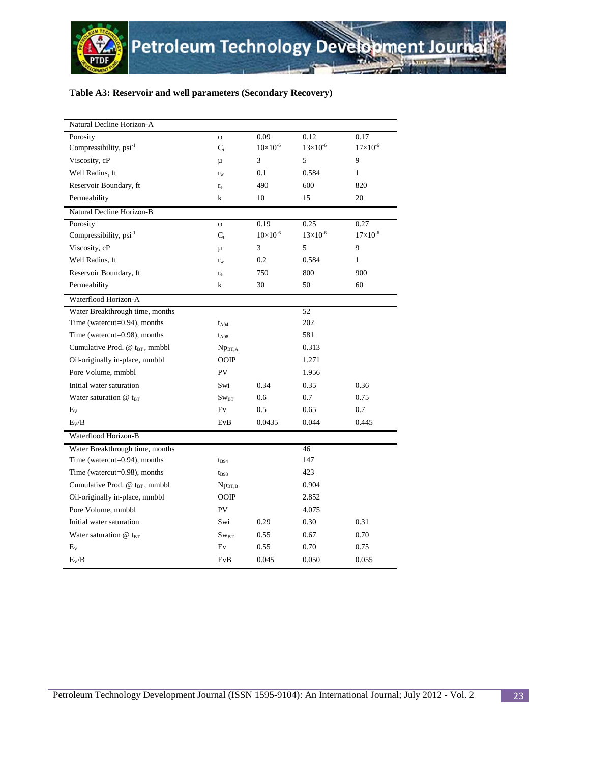**Table A3: Reservoir and well parameters (Secondary Recovery)**

| | | | | |
|---|---|---|---|---|
| Natural Decline Horizon-A | | | | |
| Porosity | $\varphi$ | 0.09 | 0.12 | 0.17 |
| Compressibility, psi$^{-1}$ | $C_t$ | $10\times10^{-6}$ | $13\times10^{-6}$ | $17\times10^{-6}$ |
| Viscosity, cP | $\mu$ | 3 | 5 | 9 |
| Well Radius, ft | $r_w$ | 0.1 | 0.584 | 1 |
| Reservoir Boundary, ft | $r_e$ | 490 | 600 | 820 |
| Permeability | k | 10 | 15 | 20 |
| Natural Decline Horizon-B | | | | |
| Porosity | $\varphi$ | 0.19 | 0.25 | 0.27 |
| Compressibility, psi$^{-1}$ | $C_t$ | $10\times10^{-6}$ | $13\times10^{-6}$ | $17\times10^{-6}$ |
| Viscosity, cP | $\mu$ | 3 | 5 | 9 |
| Well Radius, ft | $r_w$ | 0.2 | 0.584 | 1 |
| Reservoir Boundary, ft | $r_e$ | 750 | 800 | 900 |
| Permeability | k | 30 | 50 | 60 |
| Waterflood Horizon-A | | | | |
| Water Breakthrough time, months | | | 52 | |
| Time (watercut=0.94), months | $t_{A94}$ | | 202 | |
| Time (watercut=0.98), months | $t_{A98}$ | | 581 | |
| Cumulative Prod. @ $t_{BT}$, mmbbl | $Np_{BT,A}$ | | 0.313 | |
| Oil-originally in-place, mmbbl | OOIP | | 1.271 | |
| Pore Volume, mmbbl | PV | | 1.956 | |
| Initial water saturation | Swi | 0.34 | 0.35 | 0.36 |
| Water saturation @ $t_{BT}$ | $Sw_{BT}$ | 0.6 | 0.7 | 0.75 |
| $E_V$ | Ev | 0.5 | 0.65 | 0.7 |
| $E_V$/B | EvB | 0.0435 | 0.044 | 0.445 |
| Waterflood Horizon-B | | | | |
| Water Breakthrough time, months | | | 46 | |
| Time (watercut=0.94), months | $t_{B94}$ | | 147 | |
| Time (watercut=0.98), months | $t_{B98}$ | | 423 | |
| Cumulative Prod. @ $t_{BT}$, mmbbl | $Np_{BT,B}$ | | 0.904 | |
| Oil-originally in-place, mmbbl | OOIP | | 2.852 | |
| Pore Volume, mmbbl | PV | | 4.075 | |
| Initial water saturation | Swi | 0.29 | 0.30 | 0.31 |
| Water saturation @ $t_{BT}$ | $Sw_{BT}$ | 0.55 | 0.67 | 0.70 |
| $E_V$ | Ev | 0.55 | 0.70 | 0.75 |
| $E_V$/B | EvB | 0.045 | 0.050 | 0.055 |